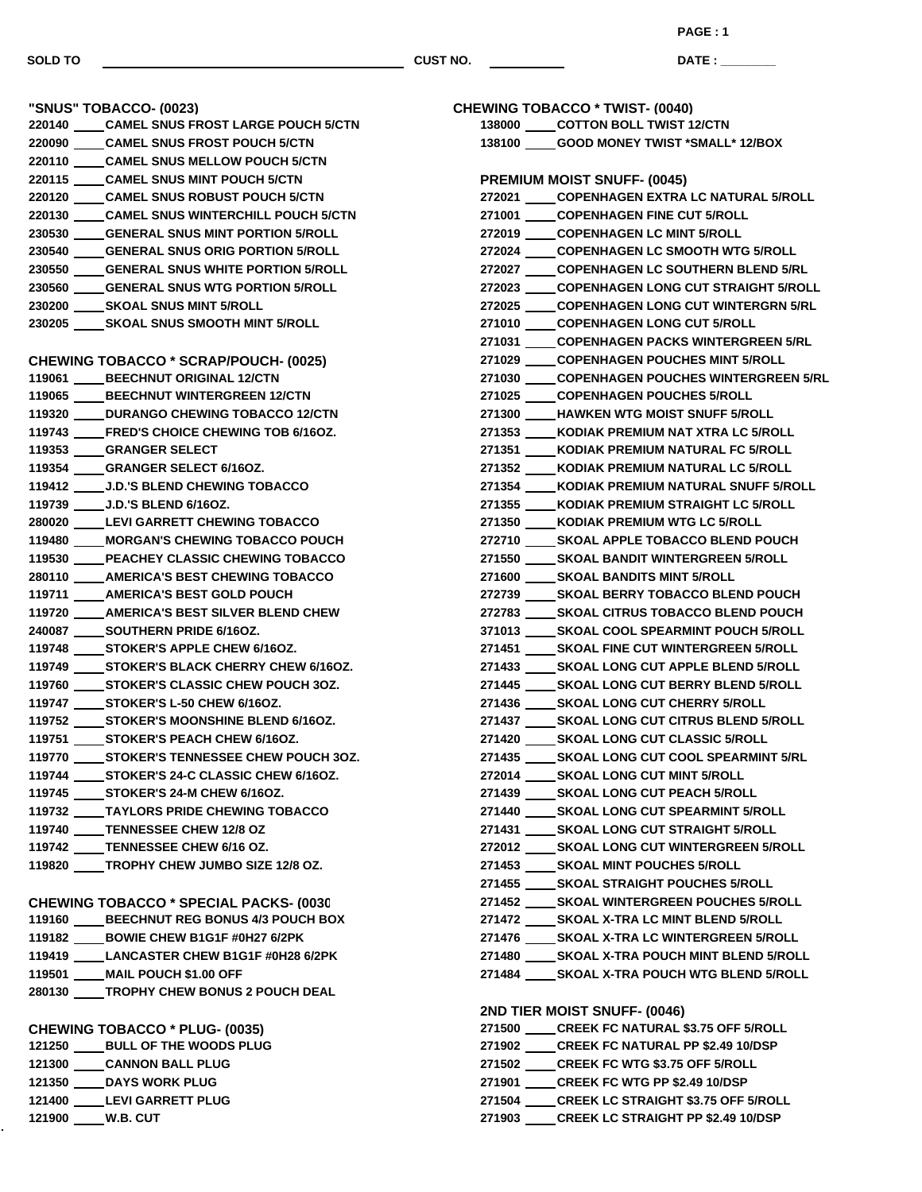SOLD TO ______________________ CUST NO. __________ DATE : ________

## "SNUS" TOBACCO- (0023)

- 220140 ____ CAMEL SNUS FROST LARGE POUCH 5/CTN
- 220090 ____ CAMEL SNUS FROST POUCH 5/CTN
- 220110 ____ CAMEL SNUS MELLOW POUCH 5/CTN
- 220115 ____ CAMEL SNUS MINT POUCH 5/CTN
- 220120 ____ CAMEL SNUS ROBUST POUCH 5/CTN
- 220130 ____ CAMEL SNUS WINTERCHILL POUCH 5/CTN
- 230530 ____ GENERAL SNUS MINT PORTION 5/ROLL
- 230540 ____ GENERAL SNUS ORIG PORTION 5/ROLL
- 230550 ____ GENERAL SNUS WHITE PORTION 5/ROLL
- 230560 ____ GENERAL SNUS WTG PORTION 5/ROLL
- 230200 ____ SKOAL SNUS MINT 5/ROLL
- 230205 ____ SKOAL SNUS SMOOTH MINT 5/ROLL

## CHEWING TOBACCO * SCRAP/POUCH- (0025)

- 119061 ____ BEECHNUT ORIGINAL 12/CTN
- 119065 ____ BEECHNUT WINTERGREEN 12/CTN
- 119320 ____ DURANGO CHEWING TOBACCO 12/CTN
- 119743 ____ FRED'S CHOICE CHEWING TOB 6/16OZ.
- 119353 ____ GRANGER SELECT
- 119354 ____ GRANGER SELECT 6/16OZ.
- 119412 ____ J.D.'S BLEND CHEWING TOBACCO
- 119739 ____ J.D.'S BLEND 6/16OZ.
- 280020 ____ LEVI GARRETT CHEWING TOBACCO
- 119480 ____ MORGAN'S CHEWING TOBACCO POUCH
- 119530 ____ PEACHEY CLASSIC CHEWING TOBACCO
- 280110 ____ AMERICA'S BEST CHEWING TOBACCO
- 119711 ____ AMERICA'S BEST GOLD POUCH
- 119720 ____ AMERICA'S BEST SILVER BLEND CHEW
- 240087 ____ SOUTHERN PRIDE 6/16OZ.
- 119748 ____ STOKER'S APPLE CHEW 6/16OZ.
- 119749 ____ STOKER'S BLACK CHERRY CHEW 6/16OZ.
- 119760 ____ STOKER'S CLASSIC CHEW POUCH 3OZ.
- 119747 ____ STOKER'S L-50 CHEW 6/16OZ.
- 119752 ____ STOKER'S MOONSHINE BLEND 6/16OZ.
- 119751 ____ STOKER'S PEACH CHEW 6/16OZ.
- 119770 ____ STOKER'S TENNESSEE CHEW POUCH 3OZ.
- 119744 ____ STOKER'S 24-C CLASSIC CHEW 6/16OZ.
- 119745 ____ STOKER'S 24-M CHEW 6/16OZ.
- 119732 ____ TAYLORS PRIDE CHEWING TOBACCO
- 119740 ____ TENNESSEE CHEW 12/8 OZ
- 119742 ____ TENNESSEE CHEW 6/16 OZ.
- 119820 ____ TROPHY CHEW JUMBO SIZE 12/8 OZ.

## CHEWING TOBACCO * SPECIAL PACKS- (0030

- 119160 ____ BEECHNUT REG BONUS 4/3 POUCH BOX
- 119182 ____ BOWIE CHEW B1G1F #0H27 6/2PK
- 119419 ____ LANCASTER CHEW B1G1F #0H28 6/2PK
- 119501 ____ MAIL POUCH $1.00 OFF
- 280130 ____ TROPHY CHEW BONUS 2 POUCH DEAL

## CHEWING TOBACCO * PLUG- (0035)

- 121250 ____ BULL OF THE WOODS PLUG
- 121300 ____ CANNON BALL PLUG
- 121350 ____ DAYS WORK PLUG
- 121400 ____ LEVI GARRETT PLUG
- 121900 ____ W.B. CUT

## CHEWING TOBACCO * TWIST- (0040)

- 138000 ____ COTTON BOLL TWIST 12/CTN
- 138100 ____ GOOD MONEY TWIST *SMALL* 12/BOX

## PREMIUM MOIST SNUFF- (0045)

- 272021 ____ COPENHAGEN EXTRA LC NATURAL 5/ROLL
- 271001 ____ COPENHAGEN FINE CUT 5/ROLL
- 272019 ____ COPENHAGEN LC MINT 5/ROLL
- 272024 ____ COPENHAGEN LC SMOOTH WTG 5/ROLL
- 272027 ____ COPENHAGEN LC SOUTHERN BLEND 5/RL
- 272023 ____ COPENHAGEN LONG CUT STRAIGHT 5/ROLL
- 272025 ____ COPENHAGEN LONG CUT WINTERGRN 5/RL
- 271010 ____ COPENHAGEN LONG CUT 5/ROLL
- 271031 ____ COPENHAGEN PACKS WINTERGREEN 5/RL
- 271029 ____ COPENHAGEN POUCHES MINT 5/ROLL
- 271030 ____ COPENHAGEN POUCHES WINTERGREEN 5/RL
- 271025 ____ COPENHAGEN POUCHES 5/ROLL
- 271300 ____ HAWKEN WTG MOIST SNUFF 5/ROLL
- 271353 ____ KODIAK PREMIUM NAT XTRA LC 5/ROLL
- 271351 ____ KODIAK PREMIUM NATURAL FC 5/ROLL
- 271352 ____ KODIAK PREMIUM NATURAL LC 5/ROLL
- 271354 ____ KODIAK PREMIUM NATURAL SNUFF 5/ROLL
- 271355 ____ KODIAK PREMIUM STRAIGHT LC 5/ROLL
- 271350 ____ KODIAK PREMIUM WTG LC 5/ROLL
- 272710 ____ SKOAL APPLE TOBACCO BLEND POUCH
- 271550 ____ SKOAL BANDIT WINTERGREEN 5/ROLL
- 271600 ____ SKOAL BANDITS MINT 5/ROLL
- 272739 ____ SKOAL BERRY TOBACCO BLEND POUCH
- 272783 ____ SKOAL CITRUS TOBACCO BLEND POUCH
- 371013 ____ SKOAL COOL SPEARMINT POUCH 5/ROLL
- 271451 ____ SKOAL FINE CUT WINTERGREEN 5/ROLL
- 271433 ____ SKOAL LONG CUT APPLE BLEND 5/ROLL
- 271445 ____ SKOAL LONG CUT BERRY BLEND 5/ROLL
- 271436 ____ SKOAL LONG CUT CHERRY 5/ROLL
- 271437 ____ SKOAL LONG CUT CITRUS BLEND 5/ROLL
- 271420 ____ SKOAL LONG CUT CLASSIC 5/ROLL
- 271435 ____ SKOAL LONG CUT COOL SPEARMINT 5/RL
- 272014 ____ SKOAL LONG CUT MINT 5/ROLL
- 271439 ____ SKOAL LONG CUT PEACH 5/ROLL
- 271440 ____ SKOAL LONG CUT SPEARMINT 5/ROLL
- 271431 ____ SKOAL LONG CUT STRAIGHT 5/ROLL
- 272012 ____ SKOAL LONG CUT WINTERGREEN 5/ROLL
- 271453 ____ SKOAL MINT POUCHES 5/ROLL
- 271455 ____ SKOAL STRAIGHT POUCHES 5/ROLL
- 271452 ____ SKOAL WINTERGREEN POUCHES 5/ROLL
- 271472 ____ SKOAL X-TRA LC MINT BLEND 5/ROLL
- 271476 ____ SKOAL X-TRA LC WINTERGREEN 5/ROLL
- 271480 ____ SKOAL X-TRA POUCH MINT BLEND 5/ROLL
- 271484 ____ SKOAL X-TRA POUCH WTG BLEND 5/ROLL

## 2ND TIER MOIST SNUFF- (0046)

- 271500 ____ CREEK FC NATURAL $3.75 OFF 5/ROLL
- 271902 ____ CREEK FC NATURAL PP $2.49 10/DSP
- 271502 ____ CREEK FC WTG $3.75 OFF 5/ROLL
- 271901 ____ CREEK FC WTG PP $2.49 10/DSP
- 271504 ____ CREEK LC STRAIGHT $3.75 OFF 5/ROLL
- 271903 ____ CREEK LC STRAIGHT PP $2.49 10/DSP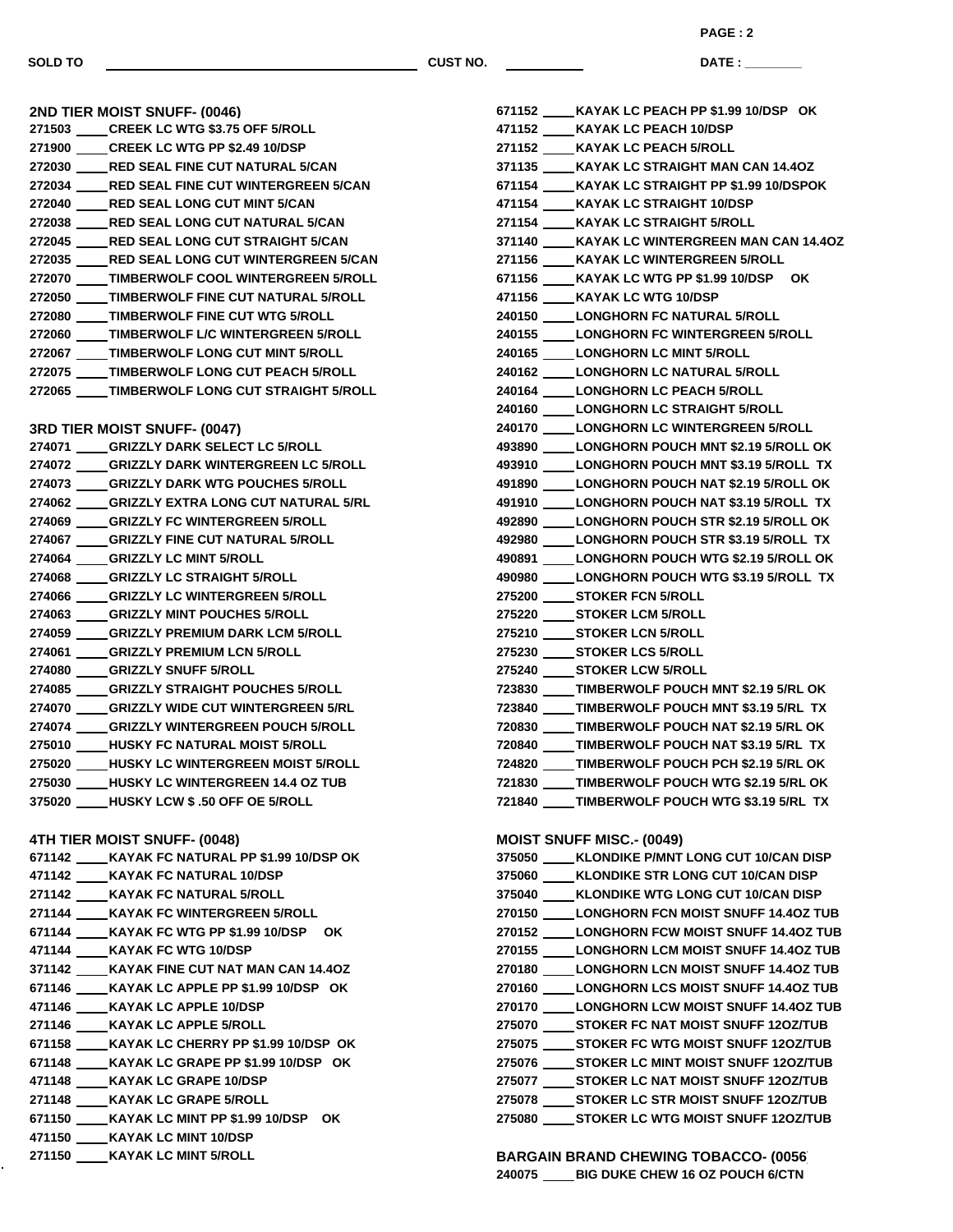SOLD TO ______________________ CUST NO. ________ DATE : ________

## 2ND TIER MOIST SNUFF- (0046)

271503 ____ CREEK LC WTG $3.75 OFF 5/ROLL
271900 ____ CREEK LC WTG PP $2.49 10/DSP
272030 ____ RED SEAL FINE CUT NATURAL 5/CAN
272034 ____ RED SEAL FINE CUT WINTERGREEN 5/CAN
272040 ____ RED SEAL LONG CUT MINT 5/CAN
272038 ____ RED SEAL LONG CUT NATURAL 5/CAN
272045 ____ RED SEAL LONG CUT STRAIGHT 5/CAN
272035 ____ RED SEAL LONG CUT WINTERGREEN 5/CAN
272070 ____ TIMBERWOLF COOL WINTERGREEN 5/ROLL
272050 ____ TIMBERWOLF FINE CUT NATURAL 5/ROLL
272080 ____ TIMBERWOLF FINE CUT WTG 5/ROLL
272060 ____ TIMBERWOLF L/C WINTERGREEN 5/ROLL
272067 ____ TIMBERWOLF LONG CUT MINT 5/ROLL
272075 ____ TIMBERWOLF LONG CUT PEACH 5/ROLL
272065 ____ TIMBERWOLF LONG CUT STRAIGHT 5/ROLL

## 3RD TIER MOIST SNUFF- (0047)

274071 ____ GRIZZLY DARK SELECT LC 5/ROLL
274072 ____ GRIZZLY DARK WINTERGREEN LC 5/ROLL
274073 ____ GRIZZLY DARK WTG POUCHES 5/ROLL
274062 ____ GRIZZLY EXTRA LONG CUT NATURAL 5/RL
274069 ____ GRIZZLY FC WINTERGREEN 5/ROLL
274067 ____ GRIZZLY FINE CUT NATURAL 5/ROLL
274064 ____ GRIZZLY LC MINT 5/ROLL
274068 ____ GRIZZLY LC STRAIGHT 5/ROLL
274066 ____ GRIZZLY LC WINTERGREEN 5/ROLL
274063 ____ GRIZZLY MINT POUCHES 5/ROLL
274059 ____ GRIZZLY PREMIUM DARK LCM 5/ROLL
274061 ____ GRIZZLY PREMIUM LCN 5/ROLL
274080 ____ GRIZZLY SNUFF 5/ROLL
274085 ____ GRIZZLY STRAIGHT POUCHES 5/ROLL
274070 ____ GRIZZLY WIDE CUT WINTERGREEN 5/RL
274074 ____ GRIZZLY WINTERGREEN POUCH 5/ROLL
275010 ____ HUSKY FC NATURAL MOIST 5/ROLL
275020 ____ HUSKY LC WINTERGREEN MOIST 5/ROLL
275030 ____ HUSKY LC WINTERGREEN 14.4 OZ TUB
375020 ____ HUSKY LCW $ .50 OFF OE 5/ROLL

## 4TH TIER MOIST SNUFF- (0048)

671142 ____ KAYAK FC NATURAL PP $1.99 10/DSP OK
471142 ____ KAYAK FC NATURAL 10/DSP
271142 ____ KAYAK FC NATURAL 5/ROLL
271144 ____ KAYAK FC WINTERGREEN 5/ROLL
671144 ____ KAYAK FC WTG PP $1.99 10/DSP OK
471144 ____ KAYAK FC WTG 10/DSP
371142 ____ KAYAK FINE CUT NAT MAN CAN 14.4OZ
671146 ____ KAYAK LC APPLE PP $1.99 10/DSP OK
471146 ____ KAYAK LC APPLE 10/DSP
271146 ____ KAYAK LC APPLE 5/ROLL
671158 ____ KAYAK LC CHERRY PP $1.99 10/DSP OK
671148 ____ KAYAK LC GRAPE PP $1.99 10/DSP OK
471148 ____ KAYAK LC GRAPE 10/DSP
271148 ____ KAYAK LC GRAPE 5/ROLL
671150 ____ KAYAK LC MINT PP $1.99 10/DSP OK
471150 ____ KAYAK LC MINT 10/DSP
271150 ____ KAYAK LC MINT 5/ROLL
671152 ____ KAYAK LC PEACH PP $1.99 10/DSP OK
471152 ____ KAYAK LC PEACH 10/DSP
271152 ____ KAYAK LC PEACH 5/ROLL
371135 ____ KAYAK LC STRAIGHT MAN CAN 14.4OZ
671154 ____ KAYAK LC STRAIGHT PP $1.99 10/DSPOK
471154 ____ KAYAK LC STRAIGHT 10/DSP
271154 ____ KAYAK LC STRAIGHT 5/ROLL
371140 ____ KAYAK LC WINTERGREEN MAN CAN 14.4OZ
271156 ____ KAYAK LC WINTERGREEN 5/ROLL
671156 ____ KAYAK LC WTG PP $1.99 10/DSP OK
471156 ____ KAYAK LC WTG 10/DSP
240150 ____ LONGHORN FC NATURAL 5/ROLL
240155 ____ LONGHORN FC WINTERGREEN 5/ROLL
240165 ____ LONGHORN LC MINT 5/ROLL
240162 ____ LONGHORN LC NATURAL 5/ROLL
240164 ____ LONGHORN LC PEACH 5/ROLL
240160 ____ LONGHORN LC STRAIGHT 5/ROLL
240170 ____ LONGHORN LC WINTERGREEN 5/ROLL
493890 ____ LONGHORN POUCH MNT $2.19 5/ROLL OK
493910 ____ LONGHORN POUCH MNT $3.19 5/ROLL TX
491890 ____ LONGHORN POUCH NAT $2.19 5/ROLL OK
491910 ____ LONGHORN POUCH NAT $3.19 5/ROLL TX
492890 ____ LONGHORN POUCH STR $2.19 5/ROLL OK
492980 ____ LONGHORN POUCH STR $3.19 5/ROLL TX
490891 ____ LONGHORN POUCH WTG $2.19 5/ROLL OK
490980 ____ LONGHORN POUCH WTG $3.19 5/ROLL TX
275200 ____ STOKER FCN 5/ROLL
275220 ____ STOKER LCM 5/ROLL
275210 ____ STOKER LCN 5/ROLL
275230 ____ STOKER LCS 5/ROLL
275240 ____ STOKER LCW 5/ROLL
723830 ____ TIMBERWOLF POUCH MNT $2.19 5/RL OK
723840 ____ TIMBERWOLF POUCH MNT $3.19 5/RL TX
720830 ____ TIMBERWOLF POUCH NAT $2.19 5/RL OK
720840 ____ TIMBERWOLF POUCH NAT $3.19 5/RL TX
724820 ____ TIMBERWOLF POUCH PCH $2.19 5/RL OK
721830 ____ TIMBERWOLF POUCH WTG $2.19 5/RL OK
721840 ____ TIMBERWOLF POUCH WTG $3.19 5/RL TX

## MOIST SNUFF MISC.- (0049)

375050 ____ KLONDIKE P/MNT LONG CUT 10/CAN DISP
375060 ____ KLONDIKE STR LONG CUT 10/CAN DISP
375040 ____ KLONDIKE WTG LONG CUT 10/CAN DISP
270150 ____ LONGHORN FCN MOIST SNUFF 14.4OZ TUB
270152 ____ LONGHORN FCW MOIST SNUFF 14.4OZ TUB
270155 ____ LONGHORN LCM MOIST SNUFF 14.4OZ TUB
270180 ____ LONGHORN LCN MOIST SNUFF 14.4OZ TUB
270160 ____ LONGHORN LCS MOIST SNUFF 14.4OZ TUB
270170 ____ LONGHORN LCW MOIST SNUFF 14.4OZ TUB
275070 ____ STOKER FC NAT MOIST SNUFF 12OZ/TUB
275075 ____ STOKER FC WTG MOIST SNUFF 12OZ/TUB
275076 ____ STOKER LC MINT MOIST SNUFF 12OZ/TUB
275077 ____ STOKER LC NAT MOIST SNUFF 12OZ/TUB
275078 ____ STOKER LC STR MOIST SNUFF 12OZ/TUB
275080 ____ STOKER LC WTG MOIST SNUFF 12OZ/TUB

## BARGAIN BRAND CHEWING TOBACCO- (0056

240075 ____ BIG DUKE CHEW 16 OZ POUCH 6/CTN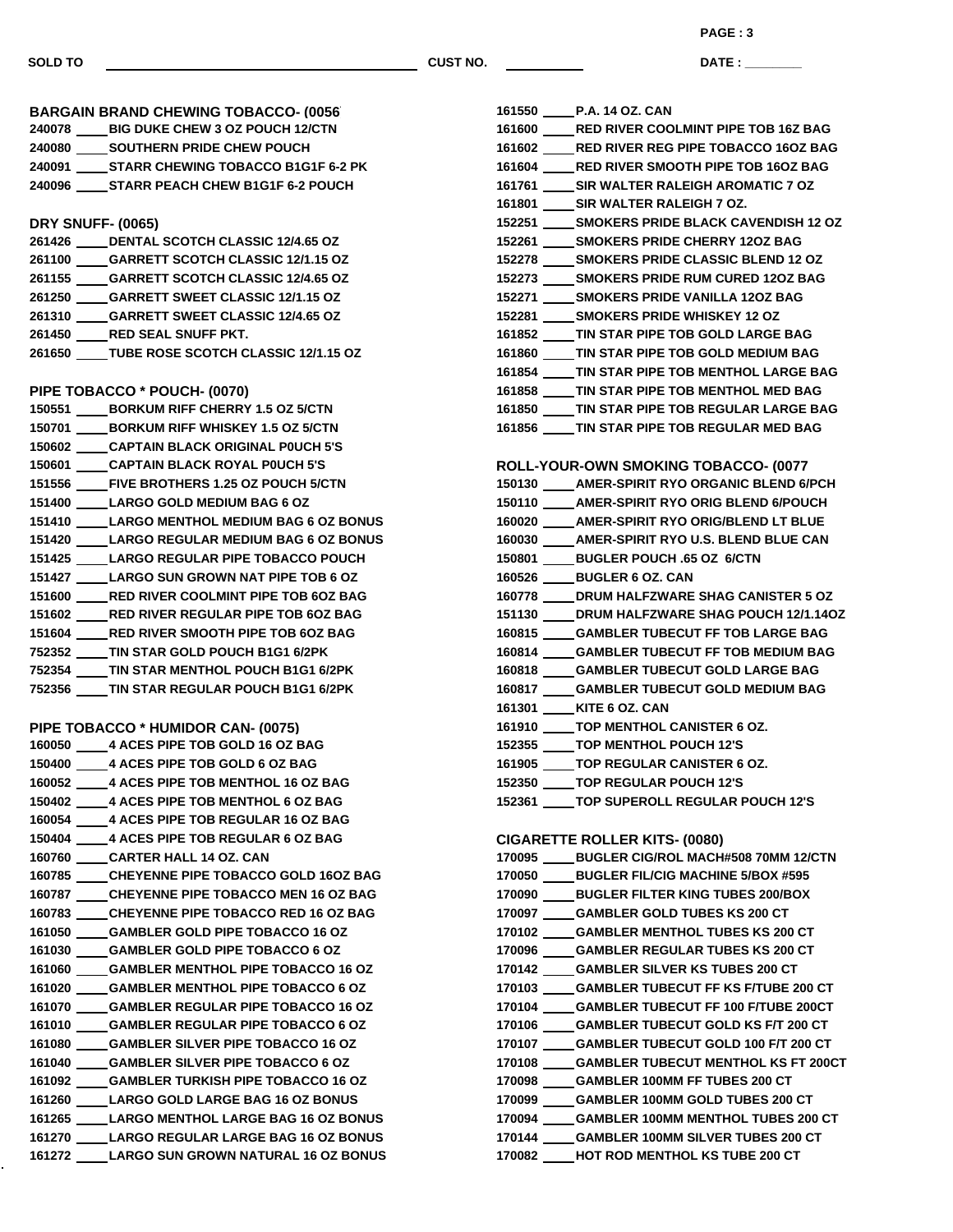SOLD TO ____________________ CUST NO. __________ DATE : ________

## BARGAIN BRAND CHEWING TOBACCO- (0056

240078 ____ BIG DUKE CHEW 3 OZ POUCH 12/CTN
240080 ____ SOUTHERN PRIDE CHEW POUCH
240091 ____ STARR CHEWING TOBACCO B1G1F 6-2 PK
240096 ____ STARR PEACH CHEW B1G1F 6-2 POUCH

## DRY SNUFF- (0065)

261426 ____ DENTAL SCOTCH CLASSIC 12/4.65 OZ
261100 ____ GARRETT SCOTCH CLASSIC 12/1.15 OZ
261155 ____ GARRETT SCOTCH CLASSIC 12/4.65 OZ
261250 ____ GARRETT SWEET CLASSIC 12/1.15 OZ
261310 ____ GARRETT SWEET CLASSIC 12/4.65 OZ
261450 ____ RED SEAL SNUFF PKT.
261650 ____ TUBE ROSE SCOTCH CLASSIC 12/1.15 OZ

## PIPE TOBACCO * POUCH- (0070)

150551 ____ BORKUM RIFF CHERRY 1.5 OZ 5/CTN
150701 ____ BORKUM RIFF WHISKEY 1.5 OZ 5/CTN
150602 ____ CAPTAIN BLACK ORIGINAL P0UCH 5'S
150601 ____ CAPTAIN BLACK ROYAL P0UCH 5'S
151556 ____ FIVE BROTHERS 1.25 OZ POUCH 5/CTN
151400 ____ LARGO GOLD MEDIUM BAG 6 OZ
151410 ____ LARGO MENTHOL MEDIUM BAG 6 OZ BONUS
151420 ____ LARGO REGULAR MEDIUM BAG 6 OZ BONUS
151425 ____ LARGO REGULAR PIPE TOBACCO POUCH
151427 ____ LARGO SUN GROWN NAT PIPE TOB 6 OZ
151600 ____ RED RIVER COOLMINT PIPE TOB 6OZ BAG
151602 ____ RED RIVER REGULAR PIPE TOB 6OZ BAG
151604 ____ RED RIVER SMOOTH PIPE TOB 6OZ BAG
752352 ____ TIN STAR GOLD POUCH B1G1 6/2PK
752354 ____ TIN STAR MENTHOL POUCH B1G1 6/2PK
752356 ____ TIN STAR REGULAR POUCH B1G1 6/2PK

## PIPE TOBACCO * HUMIDOR CAN- (0075)

160050 ____ 4 ACES PIPE TOB GOLD 16 OZ BAG
150400 ____ 4 ACES PIPE TOB GOLD 6 OZ BAG
160052 ____ 4 ACES PIPE TOB MENTHOL 16 OZ BAG
150402 ____ 4 ACES PIPE TOB MENTHOL 6 OZ BAG
160054 ____ 4 ACES PIPE TOB REGULAR 16 OZ BAG
150404 ____ 4 ACES PIPE TOB REGULAR 6 OZ BAG
160760 ____ CARTER HALL 14 OZ. CAN
160785 ____ CHEYENNE PIPE TOBACCO GOLD 16OZ BAG
160787 ____ CHEYENNE PIPE TOBACCO MEN 16 OZ BAG
160783 ____ CHEYENNE PIPE TOBACCO RED 16 OZ BAG
161050 ____ GAMBLER GOLD PIPE TOBACCO 16 OZ
161030 ____ GAMBLER GOLD PIPE TOBACCO 6 OZ
161060 ____ GAMBLER MENTHOL PIPE TOBACCO 16 OZ
161020 ____ GAMBLER MENTHOL PIPE TOBACCO 6 OZ
161070 ____ GAMBLER REGULAR PIPE TOBACCO 16 OZ
161010 ____ GAMBLER REGULAR PIPE TOBACCO 6 OZ
161080 ____ GAMBLER SILVER PIPE TOBACCO 16 OZ
161040 ____ GAMBLER SILVER PIPE TOBACCO 6 OZ
161092 ____ GAMBLER TURKISH PIPE TOBACCO 16 OZ
161260 ____ LARGO GOLD LARGE BAG 16 OZ BONUS
161265 ____ LARGO MENTHOL LARGE BAG 16 OZ BONUS
161270 ____ LARGO REGULAR LARGE BAG 16 OZ BONUS
161272 ____ LARGO SUN GROWN NATURAL 16 OZ BONUS
161550 ____ P.A. 14 OZ. CAN
161600 ____ RED RIVER COOLMINT PIPE TOB 16Z BAG
161602 ____ RED RIVER REG PIPE TOBACCO 16OZ BAG
161604 ____ RED RIVER SMOOTH PIPE TOB 16OZ BAG
161761 ____ SIR WALTER RALEIGH AROMATIC 7 OZ
161801 ____ SIR WALTER RALEIGH 7 OZ.
152251 ____ SMOKERS PRIDE BLACK CAVENDISH 12 OZ
152261 ____ SMOKERS PRIDE CHERRY 12OZ BAG
152278 ____ SMOKERS PRIDE CLASSIC BLEND 12 OZ
152273 ____ SMOKERS PRIDE RUM CURED 12OZ BAG
152271 ____ SMOKERS PRIDE VANILLA 12OZ BAG
152281 ____ SMOKERS PRIDE WHISKEY 12 OZ
161852 ____ TIN STAR PIPE TOB GOLD LARGE BAG
161860 ____ TIN STAR PIPE TOB GOLD MEDIUM BAG
161854 ____ TIN STAR PIPE TOB MENTHOL LARGE BAG
161858 ____ TIN STAR PIPE TOB MENTHOL MED BAG
161850 ____ TIN STAR PIPE TOB REGULAR LARGE BAG
161856 ____ TIN STAR PIPE TOB REGULAR MED BAG

## ROLL-YOUR-OWN SMOKING TOBACCO- (0077

150130 ____ AMER-SPIRIT RYO ORGANIC BLEND 6/PCH
150110 ____ AMER-SPIRIT RYO ORIG BLEND 6/POUCH
160020 ____ AMER-SPIRIT RYO ORIG/BLEND LT BLUE
160030 ____ AMER-SPIRIT RYO U.S. BLEND BLUE CAN
150801 ____ BUGLER POUCH .65 OZ 6/CTN
160526 ____ BUGLER 6 OZ. CAN
160778 ____ DRUM HALFZWARE SHAG CANISTER 5 OZ
151130 ____ DRUM HALFZWARE SHAG POUCH 12/1.14OZ
160815 ____ GAMBLER TUBECUT FF TOB LARGE BAG
160814 ____ GAMBLER TUBECUT FF TOB MEDIUM BAG
160818 ____ GAMBLER TUBECUT GOLD LARGE BAG
160817 ____ GAMBLER TUBECUT GOLD MEDIUM BAG
161301 ____ KITE 6 OZ. CAN
161910 ____ TOP MENTHOL CANISTER 6 OZ.
152355 ____ TOP MENTHOL POUCH 12'S
161905 ____ TOP REGULAR CANISTER 6 OZ.
152350 ____ TOP REGULAR POUCH 12'S
152361 ____ TOP SUPEROLL REGULAR POUCH 12'S

## CIGARETTE ROLLER KITS- (0080)

170095 ____ BUGLER CIG/ROL MACH#508 70MM 12/CTN
170050 ____ BUGLER FIL/CIG MACHINE 5/BOX #595
170090 ____ BUGLER FILTER KING TUBES 200/BOX
170097 ____ GAMBLER GOLD TUBES KS 200 CT
170102 ____ GAMBLER MENTHOL TUBES KS 200 CT
170096 ____ GAMBLER REGULAR TUBES KS 200 CT
170142 ____ GAMBLER SILVER KS TUBES 200 CT
170103 ____ GAMBLER TUBECUT FF KS F/TUBE 200 CT
170104 ____ GAMBLER TUBECUT FF 100 F/TUBE 200CT
170106 ____ GAMBLER TUBECUT GOLD KS F/T 200 CT
170107 ____ GAMBLER TUBECUT GOLD 100 F/T 200 CT
170108 ____ GAMBLER TUBECUT MENTHOL KS FT 200CT
170098 ____ GAMBLER 100MM FF TUBES 200 CT
170099 ____ GAMBLER 100MM GOLD TUBES 200 CT
170094 ____ GAMBLER 100MM MENTHOL TUBES 200 CT
170144 ____ GAMBLER 100MM SILVER TUBES 200 CT
170082 ____ HOT ROD MENTHOL KS TUBE 200 CT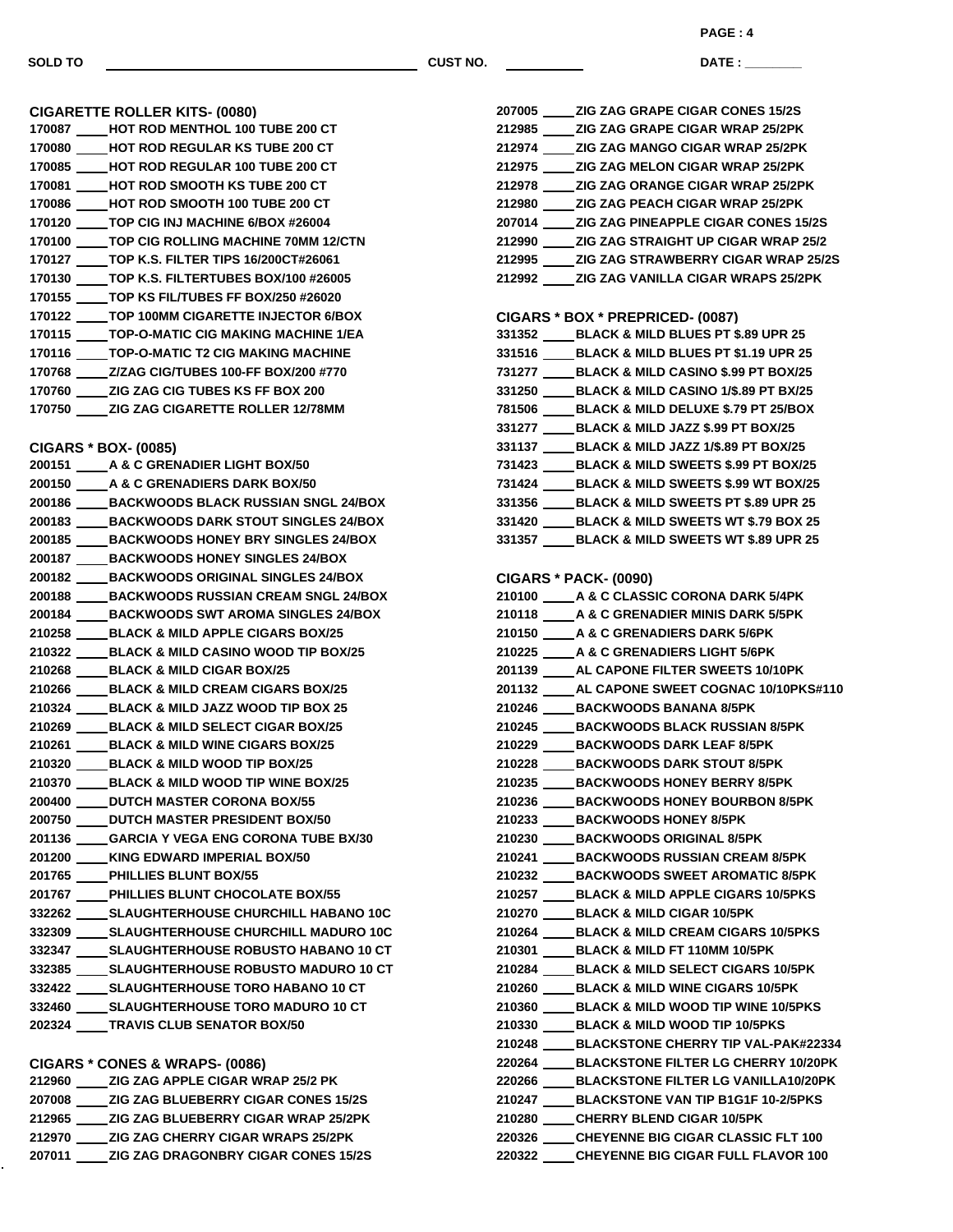SOLD TO ______________________ CUST NO. __________ DATE : ________

## CIGARETTE ROLLER KITS- (0080)

170087 ____ HOT ROD MENTHOL 100 TUBE 200 CT
170080 ____ HOT ROD REGULAR KS TUBE 200 CT
170085 ____ HOT ROD REGULAR 100 TUBE 200 CT
170081 ____ HOT ROD SMOOTH KS TUBE 200 CT
170086 ____ HOT ROD SMOOTH 100 TUBE 200 CT
170120 ____ TOP CIG INJ MACHINE 6/BOX #26004
170100 ____ TOP CIG ROLLING MACHINE 70MM 12/CTN
170127 ____ TOP K.S. FILTER TIPS 16/200CT#26061
170130 ____ TOP K.S. FILTERTUBES BOX/100 #26005
170155 ____ TOP KS FIL/TUBES FF BOX/250 #26020
170122 ____ TOP 100MM CIGARETTE INJECTOR 6/BOX
170115 ____ TOP-O-MATIC CIG MAKING MACHINE 1/EA
170116 ____ TOP-O-MATIC T2 CIG MAKING MACHINE
170768 ____ Z/ZAG CIG/TUBES 100-FF BOX/200 #770
170760 ____ ZIG ZAG CIG TUBES KS FF BOX 200
170750 ____ ZIG ZAG CIGARETTE ROLLER 12/78MM

## CIGARS * BOX- (0085)

200151 ____ A & C GRENADIER LIGHT BOX/50
200150 ____ A & C GRENADIERS DARK BOX/50
200186 ____ BACKWOODS BLACK RUSSIAN SNGL 24/BOX
200183 ____ BACKWOODS DARK STOUT SINGLES 24/BOX
200185 ____ BACKWOODS HONEY BRY SINGLES 24/BOX
200187 ____ BACKWOODS HONEY SINGLES 24/BOX
200182 ____ BACKWOODS ORIGINAL SINGLES 24/BOX
200188 ____ BACKWOODS RUSSIAN CREAM SNGL 24/BOX
200184 ____ BACKWOODS SWT AROMA SINGLES 24/BOX
210258 ____ BLACK & MILD APPLE CIGARS BOX/25
210322 ____ BLACK & MILD CASINO WOOD TIP BOX/25
210268 ____ BLACK & MILD CIGAR BOX/25
210266 ____ BLACK & MILD CREAM CIGARS BOX/25
210324 ____ BLACK & MILD JAZZ WOOD TIP BOX 25
210269 ____ BLACK & MILD SELECT CIGAR BOX/25
210261 ____ BLACK & MILD WINE CIGARS BOX/25
210320 ____ BLACK & MILD WOOD TIP BOX/25
210370 ____ BLACK & MILD WOOD TIP WINE BOX/25
200400 ____ DUTCH MASTER CORONA BOX/55
200750 ____ DUTCH MASTER PRESIDENT BOX/50
201136 ____ GARCIA Y VEGA ENG CORONA TUBE BX/30
201200 ____ KING EDWARD IMPERIAL BOX/50
201765 ____ PHILLIES BLUNT BOX/55
201767 ____ PHILLIES BLUNT CHOCOLATE BOX/55
332262 ____ SLAUGHTERHOUSE CHURCHILL HABANO 10C
332309 ____ SLAUGHTERHOUSE CHURCHILL MADURO 10C
332347 ____ SLAUGHTERHOUSE ROBUSTO HABANO 10 CT
332385 ____ SLAUGHTERHOUSE ROBUSTO MADURO 10 CT
332422 ____ SLAUGHTERHOUSE TORO HABANO 10 CT
332460 ____ SLAUGHTERHOUSE TORO MADURO 10 CT
202324 ____ TRAVIS CLUB SENATOR BOX/50

## CIGARS * CONES & WRAPS- (0086)

212960 ____ ZIG ZAG APPLE CIGAR WRAP 25/2 PK
207008 ____ ZIG ZAG BLUEBERRY CIGAR CONES 15/2S
212965 ____ ZIG ZAG BLUEBERRY CIGAR WRAP 25/2PK
212970 ____ ZIG ZAG CHERRY CIGAR WRAPS 25/2PK
207011 ____ ZIG ZAG DRAGONBRY CIGAR CONES 15/2S
207005 ____ ZIG ZAG GRAPE CIGAR CONES 15/2S
212985 ____ ZIG ZAG GRAPE CIGAR WRAP 25/2PK
212974 ____ ZIG ZAG MANGO CIGAR WRAP 25/2PK
212975 ____ ZIG ZAG MELON CIGAR WRAP 25/2PK
212978 ____ ZIG ZAG ORANGE CIGAR WRAP 25/2PK
212980 ____ ZIG ZAG PEACH CIGAR WRAP 25/2PK
207014 ____ ZIG ZAG PINEAPPLE CIGAR CONES 15/2S
212990 ____ ZIG ZAG STRAIGHT UP CIGAR WRAP 25/2
212995 ____ ZIG ZAG STRAWBERRY CIGAR WRAP 25/2S
212992 ____ ZIG ZAG VANILLA CIGAR WRAPS 25/2PK

## CIGARS * BOX * PREPRICED- (0087)

331352 ____ BLACK & MILD BLUES PT $.89 UPR 25
331516 ____ BLACK & MILD BLUES PT $1.19 UPR 25
731277 ____ BLACK & MILD CASINO $.99 PT BOX/25
331250 ____ BLACK & MILD CASINO 1/$.89 PT BX/25
781506 ____ BLACK & MILD DELUXE $.79 PT 25/BOX
331277 ____ BLACK & MILD JAZZ $.99 PT BOX/25
331137 ____ BLACK & MILD JAZZ 1/$.89 PT BOX/25
731423 ____ BLACK & MILD SWEETS $.99 PT BOX/25
731424 ____ BLACK & MILD SWEETS $.99 WT BOX/25
331356 ____ BLACK & MILD SWEETS PT $.89 UPR 25
331420 ____ BLACK & MILD SWEETS WT $.79 BOX 25
331357 ____ BLACK & MILD SWEETS WT $.89 UPR 25

## CIGARS * PACK- (0090)

210100 ____ A & C CLASSIC CORONA DARK 5/4PK
210118 ____ A & C GRENADIER MINIS DARK 5/5PK
210150 ____ A & C GRENADIERS DARK 5/6PK
210225 ____ A & C GRENADIERS LIGHT 5/6PK
201139 ____ AL CAPONE FILTER SWEETS 10/10PK
201132 ____ AL CAPONE SWEET COGNAC 10/10PKS#110
210246 ____ BACKWOODS BANANA 8/5PK
210245 ____ BACKWOODS BLACK RUSSIAN 8/5PK
210229 ____ BACKWOODS DARK LEAF 8/5PK
210228 ____ BACKWOODS DARK STOUT 8/5PK
210235 ____ BACKWOODS HONEY BERRY 8/5PK
210236 ____ BACKWOODS HONEY BOURBON 8/5PK
210233 ____ BACKWOODS HONEY 8/5PK
210230 ____ BACKWOODS ORIGINAL 8/5PK
210241 ____ BACKWOODS RUSSIAN CREAM 8/5PK
210232 ____ BACKWOODS SWEET AROMATIC 8/5PK
210257 ____ BLACK & MILD APPLE CIGARS 10/5PKS
210270 ____ BLACK & MILD CIGAR 10/5PK
210264 ____ BLACK & MILD CREAM CIGARS 10/5PKS
210301 ____ BLACK & MILD FT 110MM 10/5PK
210284 ____ BLACK & MILD SELECT CIGARS 10/5PK
210260 ____ BLACK & MILD WINE CIGARS 10/5PK
210360 ____ BLACK & MILD WOOD TIP WINE 10/5PKS
210330 ____ BLACK & MILD WOOD TIP 10/5PKS
210248 ____ BLACKSTONE CHERRY TIP VAL-PAK#22334
220264 ____ BLACKSTONE FILTER LG CHERRY 10/20PK
220266 ____ BLACKSTONE FILTER LG VANILLA10/20PK
210247 ____ BLACKSTONE VAN TIP B1G1F 10-2/5PKS
210280 ____ CHERRY BLEND CIGAR 10/5PK
220326 ____ CHEYENNE BIG CIGAR CLASSIC FLT 100
220322 ____ CHEYENNE BIG CIGAR FULL FLAVOR 100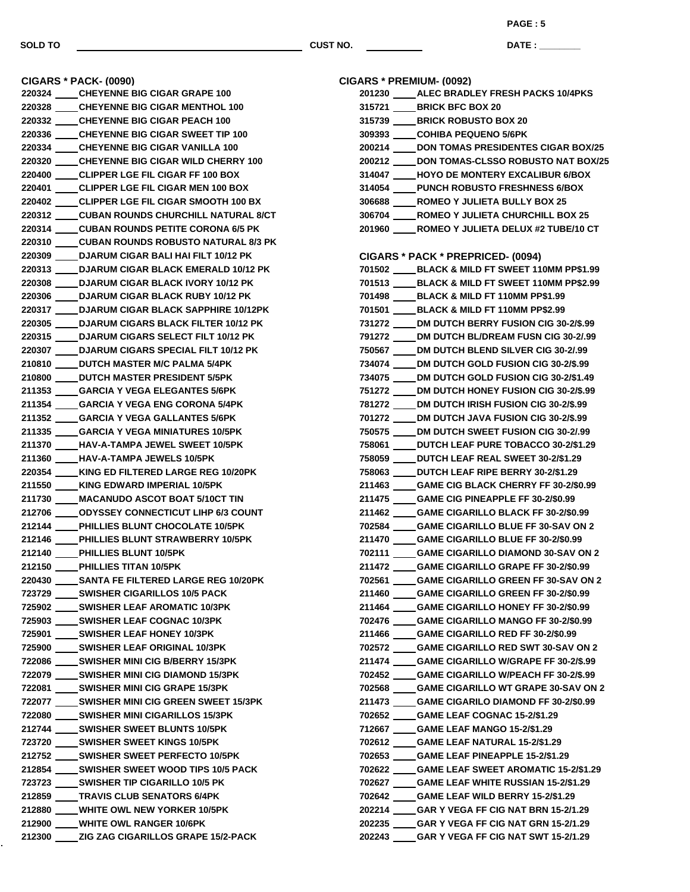SOLD TO ______________________ CUST NO. __________ DATE : ________

## CIGARS * PACK- (0090)

220324 ____ CHEYENNE BIG CIGAR GRAPE 100
220328 ____ CHEYENNE BIG CIGAR MENTHOL 100
220332 ____ CHEYENNE BIG CIGAR PEACH 100
220336 ____ CHEYENNE BIG CIGAR SWEET TIP 100
220334 ____ CHEYENNE BIG CIGAR VANILLA 100
220320 ____ CHEYENNE BIG CIGAR WILD CHERRY 100
220400 ____ CLIPPER LGE FIL CIGAR FF 100 BOX
220401 ____ CLIPPER LGE FIL CIGAR MEN 100 BOX
220402 ____ CLIPPER LGE FIL CIGAR SMOOTH 100 BX
220312 ____ CUBAN ROUNDS CHURCHILL NATURAL 8/CT
220314 ____ CUBAN ROUNDS PETITE CORONA 6/5 PK
220310 ____ CUBAN ROUNDS ROBUSTO NATURAL 8/3 PK
220309 ____ DJARUM CIGAR BALI HAI FILT 10/12 PK
220313 ____ DJARUM CIGAR BLACK EMERALD 10/12 PK
220308 ____ DJARUM CIGAR BLACK IVORY 10/12 PK
220306 ____ DJARUM CIGAR BLACK RUBY 10/12 PK
220317 ____ DJARUM CIGAR BLACK SAPPHIRE 10/12PK
220305 ____ DJARUM CIGARS BLACK FILTER 10/12 PK
220315 ____ DJARUM CIGARS SELECT FILT 10/12 PK
220307 ____ DJARUM CIGARS SPECIAL FILT 10/12 PK
210810 ____ DUTCH MASTER M/C PALMA 5/4PK
210800 ____ DUTCH MASTER PRESIDENT 5/5PK
211353 ____ GARCIA Y VEGA ELEGANTES 5/6PK
211354 ____ GARCIA Y VEGA ENG CORONA 5/4PK
211352 ____ GARCIA Y VEGA GALLANTES 5/6PK
211335 ____ GARCIA Y VEGA MINIATURES 10/5PK
211370 ____ HAV-A-TAMPA JEWEL SWEET 10/5PK
211360 ____ HAV-A-TAMPA JEWELS 10/5PK
220354 ____ KING ED FILTERED LARGE REG 10/20PK
211550 ____ KING EDWARD IMPERIAL 10/5PK
211730 ____ MACANUDO ASCOT BOAT 5/10CT TIN
212706 ____ ODYSSEY CONNECTICUT LIHP 6/3 COUNT
212144 ____ PHILLIES BLUNT CHOCOLATE 10/5PK
212146 ____ PHILLIES BLUNT STRAWBERRY 10/5PK
212140 ____ PHILLIES BLUNT 10/5PK
212150 ____ PHILLIES TITAN 10/5PK
220430 ____ SANTA FE FILTERED LARGE REG 10/20PK
723729 ____ SWISHER CIGARILLOS 10/5 PACK
725902 ____ SWISHER LEAF AROMATIC 10/3PK
725903 ____ SWISHER LEAF COGNAC 10/3PK
725901 ____ SWISHER LEAF HONEY 10/3PK
725900 ____ SWISHER LEAF ORIGINAL 10/3PK
722086 ____ SWISHER MINI CIG B/BERRY 15/3PK
722079 ____ SWISHER MINI CIG DIAMOND 15/3PK
722081 ____ SWISHER MINI CIG GRAPE 15/3PK
722077 ____ SWISHER MINI CIG GREEN SWEET 15/3PK
722080 ____ SWISHER MINI CIGARILLOS 15/3PK
212744 ____ SWISHER SWEET BLUNTS 10/5PK
723720 ____ SWISHER SWEET KINGS 10/5PK
212752 ____ SWISHER SWEET PERFECTO 10/5PK
212854 ____ SWISHER SWEET WOOD TIPS 10/5 PACK
723723 ____ SWISHER TIP CIGARILLO 10/5 PK
212859 ____ TRAVIS CLUB SENATORS 6/4PK
212880 ____ WHITE OWL NEW YORKER 10/5PK
212900 ____ WHITE OWL RANGER 10/6PK
212300 ____ ZIG ZAG CIGARILLOS GRAPE 15/2-PACK

## CIGARS * PREMIUM- (0092)

201230 ____ ALEC BRADLEY FRESH PACKS 10/4PKS
315721 ____ BRICK BFC BOX 20
315739 ____ BRICK ROBUSTO BOX 20
309393 ____ COHIBA PEQUENO 5/6PK
200214 ____ DON TOMAS PRESIDENTES CIGAR BOX/25
200212 ____ DON TOMAS-CLSSO ROBUSTO NAT BOX/25
314047 ____ HOYO DE MONTERY EXCALIBUR 6/BOX
314054 ____ PUNCH ROBUSTO FRESHNESS 6/BOX
306688 ____ ROMEO Y JULIETA BULLY BOX 25
306704 ____ ROMEO Y JULIETA CHURCHILL BOX 25
201960 ____ ROMEO Y JULIETA DELUX #2 TUBE/10 CT

## CIGARS * PACK * PREPRICED- (0094)

701502 ____ BLACK & MILD FT SWEET 110MM PP$1.99
701513 ____ BLACK & MILD FT SWEET 110MM PP$2.99
701498 ____ BLACK & MILD FT 110MM PP$1.99
701501 ____ BLACK & MILD FT 110MM PP$2.99
731272 ____ DM DUTCH BERRY FUSION CIG 30-2/$.99
791272 ____ DM DUTCH BL/DREAM FUSN CIG 30-2/.99
750567 ____ DM DUTCH BLEND SILVER CIG 30-2/.99
734074 ____ DM DUTCH GOLD FUSION CIG 30-2/$.99
734075 ____ DM DUTCH GOLD FUSION CIG 30-2/$1.49
751272 ____ DM DUTCH HONEY FUSION CIG 30-2/$.99
781272 ____ DM DUTCH IRISH FUSION CIG 30-2/$.99
701272 ____ DM DUTCH JAVA FUSION CIG 30-2/$.99
750575 ____ DM DUTCH SWEET FUSION CIG 30-2/.99
758061 ____ DUTCH LEAF PURE TOBACCO 30-2/$1.29
758059 ____ DUTCH LEAF REAL SWEET 30-2/$1.29
758063 ____ DUTCH LEAF RIPE BERRY 30-2/$1.29
211463 ____ GAME CIG BLACK CHERRY FF 30-2/$0.99
211475 ____ GAME CIG PINEAPPLE FF 30-2/$0.99
211462 ____ GAME CIGARILLO BLACK FF 30-2/$0.99
702584 ____ GAME CIGARILLO BLUE FF 30-SAV ON 2
211470 ____ GAME CIGARILLO BLUE FF 30-2/$0.99
702111 ____ GAME CIGARILLO DIAMOND 30-SAV ON 2
211472 ____ GAME CIGARILLO GRAPE FF 30-2/$0.99
702561 ____ GAME CIGARILLO GREEN FF 30-SAV ON 2
211460 ____ GAME CIGARILLO GREEN FF 30-2/$0.99
211464 ____ GAME CIGARILLO HONEY FF 30-2/$0.99
702476 ____ GAME CIGARILLO MANGO FF 30-2/$0.99
211466 ____ GAME CIGARILLO RED FF 30-2/$0.99
702572 ____ GAME CIGARILLO RED SWT 30-SAV ON 2
211474 ____ GAME CIGARILLO W/GRAPE FF 30-2/$.99
702452 ____ GAME CIGARILLO W/PEACH FF 30-2/$.99
702568 ____ GAME CIGARILLO WT GRAPE 30-SAV ON 2
211473 ____ GAME CIGARILO DIAMOND FF 30-2/$0.99
702652 ____ GAME LEAF COGNAC 15-2/$1.29
712667 ____ GAME LEAF MANGO 15-2/$1.29
702612 ____ GAME LEAF NATURAL 15-2/$1.29
702653 ____ GAME LEAF PINEAPPLE 15-2/$1.29
702622 ____ GAME LEAF SWEET AROMATIC 15-2/$1.29
702627 ____ GAME LEAF WHITE RUSSIAN 15-2/$1.29
702642 ____ GAME LEAF WILD BERRY 15-2/$1.29
202214 ____ GAR Y VEGA FF CIG NAT BRN 15-2/1.29
202235 ____ GAR Y VEGA FF CIG NAT GRN 15-2/1.29
202243 ____ GAR Y VEGA FF CIG NAT SWT 15-2/1.29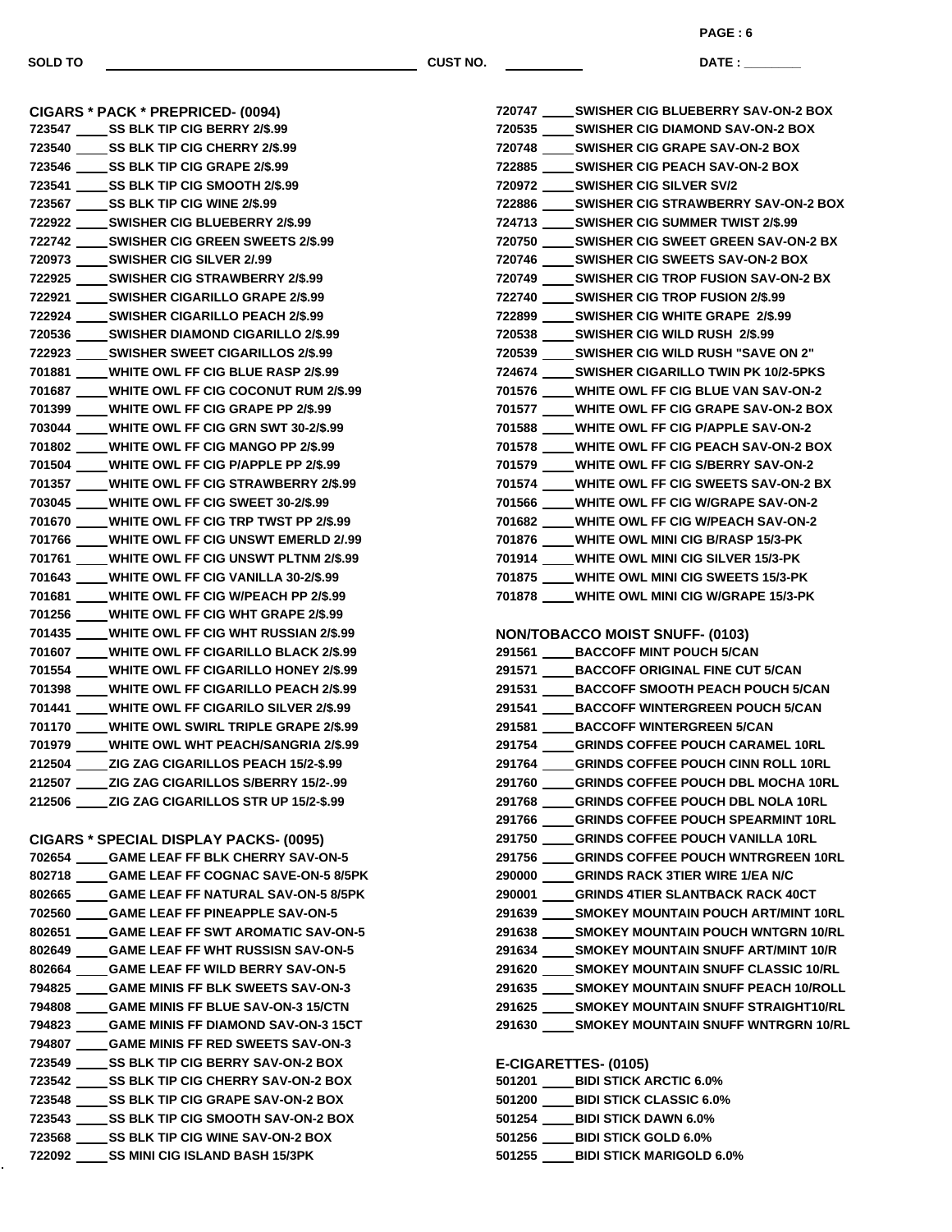SOLD TO ______________________________ CUST NO. __________ DATE : ________

## CIGARS * PACK * PREPRICED- (0094)

723547 ____ SS BLK TIP CIG BERRY 2/$.99
723540 ____ SS BLK TIP CIG CHERRY 2/$.99
723546 ____ SS BLK TIP CIG GRAPE 2/$.99
723541 ____ SS BLK TIP CIG SMOOTH 2/$.99
723567 ____ SS BLK TIP CIG WINE 2/$.99
722922 ____ SWISHER CIG BLUEBERRY 2/$.99
722742 ____ SWISHER CIG GREEN SWEETS 2/$.99
720973 ____ SWISHER CIG SILVER 2/.99
722925 ____ SWISHER CIG STRAWBERRY 2/$.99
722921 ____ SWISHER CIGARILLO GRAPE 2/$.99
722924 ____ SWISHER CIGARILLO PEACH 2/$.99
720536 ____ SWISHER DIAMOND CIGARILLO 2/$.99
722923 ____ SWISHER SWEET CIGARILLOS 2/$.99
701881 ____ WHITE OWL FF CIG BLUE RASP 2/$.99
701687 ____ WHITE OWL FF CIG COCONUT RUM 2/$.99
701399 ____ WHITE OWL FF CIG GRAPE PP 2/$.99
703044 ____ WHITE OWL FF CIG GRN SWT 30-2/$.99
701802 ____ WHITE OWL FF CIG MANGO PP 2/$.99
701504 ____ WHITE OWL FF CIG P/APPLE PP 2/$.99
701357 ____ WHITE OWL FF CIG STRAWBERRY 2/$.99
703045 ____ WHITE OWL FF CIG SWEET 30-2/$.99
701670 ____ WHITE OWL FF CIG TRP TWST PP 2/$.99
701766 ____ WHITE OWL FF CIG UNSWT EMERLD 2/.99
701761 ____ WHITE OWL FF CIG UNSWT PLTNM 2/$.99
701643 ____ WHITE OWL FF CIG VANILLA 30-2/$.99
701681 ____ WHITE OWL FF CIG W/PEACH PP 2/$.99
701256 ____ WHITE OWL FF CIG WHT GRAPE 2/$.99
701435 ____ WHITE OWL FF CIG WHT RUSSIAN 2/$.99
701607 ____ WHITE OWL FF CIGARILLO BLACK 2/$.99
701554 ____ WHITE OWL FF CIGARILLO HONEY 2/$.99
701398 ____ WHITE OWL FF CIGARILLO PEACH 2/$.99
701441 ____ WHITE OWL FF CIGARILO SILVER 2/$.99
701170 ____ WHITE OWL SWIRL TRIPLE GRAPE 2/$.99
701979 ____ WHITE OWL WHT PEACH/SANGRIA 2/$.99
212504 ____ ZIG ZAG CIGARILLOS PEACH 15/2-$.99
212507 ____ ZIG ZAG CIGARILLOS S/BERRY 15/2-.99
212506 ____ ZIG ZAG CIGARILLOS STR UP 15/2-$.99

## CIGARS * SPECIAL DISPLAY PACKS- (0095)

702654 ____ GAME LEAF FF BLK CHERRY SAV-ON-5
802718 ____ GAME LEAF FF COGNAC SAVE-ON-5 8/5PK
802665 ____ GAME LEAF FF NATURAL SAV-ON-5 8/5PK
702560 ____ GAME LEAF FF PINEAPPLE SAV-ON-5
802651 ____ GAME LEAF FF SWT AROMATIC SAV-ON-5
802649 ____ GAME LEAF FF WHT RUSSISN SAV-ON-5
802664 ____ GAME LEAF FF WILD BERRY SAV-ON-5
794825 ____ GAME MINIS FF BLK SWEETS SAV-ON-3
794808 ____ GAME MINIS FF BLUE SAV-ON-3 15/CTN
794823 ____ GAME MINIS FF DIAMOND SAV-ON-3 15CT
794807 ____ GAME MINIS FF RED SWEETS SAV-ON-3
723549 ____ SS BLK TIP CIG BERRY SAV-ON-2 BOX
723542 ____ SS BLK TIP CIG CHERRY SAV-ON-2 BOX
723548 ____ SS BLK TIP CIG GRAPE SAV-ON-2 BOX
723543 ____ SS BLK TIP CIG SMOOTH SAV-ON-2 BOX
723568 ____ SS BLK TIP CIG WINE SAV-ON-2 BOX
722092 ____ SS MINI CIG ISLAND BASH 15/3PK
720747 ____ SWISHER CIG BLUEBERRY SAV-ON-2 BOX
720535 ____ SWISHER CIG DIAMOND SAV-ON-2 BOX
720748 ____ SWISHER CIG GRAPE SAV-ON-2 BOX
722885 ____ SWISHER CIG PEACH SAV-ON-2 BOX
720972 ____ SWISHER CIG SILVER SV/2
722886 ____ SWISHER CIG STRAWBERRY SAV-ON-2 BOX
724713 ____ SWISHER CIG SUMMER TWIST 2/$.99
720750 ____ SWISHER CIG SWEET GREEN SAV-ON-2 BX
720746 ____ SWISHER CIG SWEETS SAV-ON-2 BOX
720749 ____ SWISHER CIG TROP FUSION SAV-ON-2 BX
722740 ____ SWISHER CIG TROP FUSION 2/$.99
722899 ____ SWISHER CIG WHITE GRAPE 2/$.99
720538 ____ SWISHER CIG WILD RUSH 2/$.99
720539 ____ SWISHER CIG WILD RUSH "SAVE ON 2"
724674 ____ SWISHER CIGARILLO TWIN PK 10/2-5PKS
701576 ____ WHITE OWL FF CIG BLUE VAN SAV-ON-2
701577 ____ WHITE OWL FF CIG GRAPE SAV-ON-2 BOX
701588 ____ WHITE OWL FF CIG P/APPLE SAV-ON-2
701578 ____ WHITE OWL FF CIG PEACH SAV-ON-2 BOX
701579 ____ WHITE OWL FF CIG S/BERRY SAV-ON-2
701574 ____ WHITE OWL FF CIG SWEETS SAV-ON-2 BX
701566 ____ WHITE OWL FF CIG W/GRAPE SAV-ON-2
701682 ____ WHITE OWL FF CIG W/PEACH SAV-ON-2
701876 ____ WHITE OWL MINI CIG B/RASP 15/3-PK
701914 ____ WHITE OWL MINI CIG SILVER 15/3-PK
701875 ____ WHITE OWL MINI CIG SWEETS 15/3-PK
701878 ____ WHITE OWL MINI CIG W/GRAPE 15/3-PK

## NON/TOBACCO MOIST SNUFF- (0103)

291561 ____ BACCOFF MINT POUCH 5/CAN
291571 ____ BACCOFF ORIGINAL FINE CUT 5/CAN
291531 ____ BACCOFF SMOOTH PEACH POUCH 5/CAN
291541 ____ BACCOFF WINTERGREEN POUCH 5/CAN
291581 ____ BACCOFF WINTERGREEN 5/CAN
291754 ____ GRINDS COFFEE POUCH CARAMEL 10RL
291764 ____ GRINDS COFFEE POUCH CINN ROLL 10RL
291760 ____ GRINDS COFFEE POUCH DBL MOCHA 10RL
291768 ____ GRINDS COFFEE POUCH DBL NOLA 10RL
291766 ____ GRINDS COFFEE POUCH SPEARMINT 10RL
291750 ____ GRINDS COFFEE POUCH VANILLA 10RL
291756 ____ GRINDS COFFEE POUCH WNTRGREEN 10RL
290000 ____ GRINDS RACK 3TIER WIRE 1/EA N/C
290001 ____ GRINDS 4TIER SLANTBACK RACK 40CT
291639 ____ SMOKEY MOUNTAIN POUCH ART/MINT 10RL
291638 ____ SMOKEY MOUNTAIN POUCH WNTGRN 10/RL
291634 ____ SMOKEY MOUNTAIN SNUFF ART/MINT 10/R
291620 ____ SMOKEY MOUNTAIN SNUFF CLASSIC 10/RL
291635 ____ SMOKEY MOUNTAIN SNUFF PEACH 10/ROLL
291625 ____ SMOKEY MOUNTAIN SNUFF STRAIGHT10/RL
291630 ____ SMOKEY MOUNTAIN SNUFF WNTRGRN 10/RL

## E-CIGARETTES- (0105)

501201 ____ BIDI STICK ARCTIC 6.0%
501200 ____ BIDI STICK CLASSIC 6.0%
501254 ____ BIDI STICK DAWN 6.0%
501256 ____ BIDI STICK GOLD 6.0%
501255 ____ BIDI STICK MARIGOLD 6.0%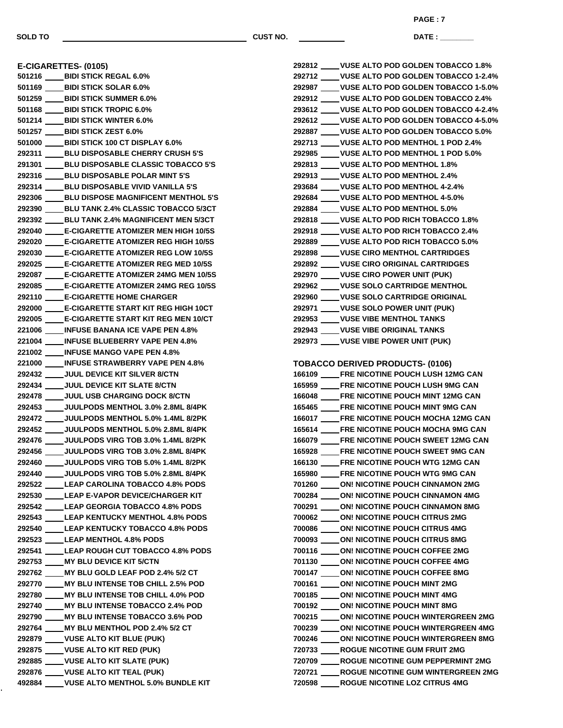SOLD TO ______________________ CUST NO. __________ DATE : ________

## E-CIGARETTES- (0105)

501216 ____ BIDI STICK REGAL 6.0%
501169 ____ BIDI STICK SOLAR 6.0%
501259 ____ BIDI STICK SUMMER 6.0%
501168 ____ BIDI STICK TROPIC 6.0%
501214 ____ BIDI STICK WINTER 6.0%
501257 ____ BIDI STICK ZEST 6.0%
501000 ____ BIDI STICK 100 CT DISPLAY 6.0%
292311 ____ BLU DISPOSABLE CHERRY CRUSH 5'S
291301 ____ BLU DISPOSABLE CLASSIC TOBACCO 5'S
292316 ____ BLU DISPOSABLE POLAR MINT 5'S
292314 ____ BLU DISPOSABLE VIVID VANILLA 5'S
292306 ____ BLU DISPOSE MAGNIFICENT MENTHOL 5'S
292390 ____ BLU TANK 2.4% CLASSIC TOBACCO 5/3CT
292392 ____ BLU TANK 2.4% MAGNIFICENT MEN 5/3CT
292040 ____ E-CIGARETTE ATOMIZER MEN HIGH 10/5S
292020 ____ E-CIGARETTE ATOMIZER REG HIGH 10/5S
292030 ____ E-CIGARETTE ATOMIZER REG LOW 10/5S
292025 ____ E-CIGARETTE ATOMIZER REG MED 10/5S
292087 ____ E-CIGARETTE ATOMIZER 24MG MEN 10/5S
292085 ____ E-CIGARETTE ATOMIZER 24MG REG 10/5S
292110 ____ E-CIGARETTE HOME CHARGER
292000 ____ E-CIGARETTE START KIT REG HIGH 10CT
292005 ____ E-CIGARETTE START KIT REG MEN 10/CT
221006 ____ INFUSE BANANA ICE VAPE PEN 4.8%
221004 ____ INFUSE BLUEBERRY VAPE PEN 4.8%
221002 ____ INFUSE MANGO VAPE PEN 4.8%
221000 ____ INFUSE STRAWBERRY VAPE PEN 4.8%
292432 ____ JUUL DEVICE KIT SILVER 8/CTN
292434 ____ JUUL DEVICE KIT SLATE 8/CTN
292478 ____ JUUL USB CHARGING DOCK 8/CTN
292453 ____ JUULPODS MENTHOL 3.0% 2.8ML 8/4PK
292472 ____ JUULPODS MENTHOL 5.0% 1.4ML 8/2PK
292452 ____ JUULPODS MENTHOL 5.0% 2.8ML 8/4PK
292476 ____ JUULPODS VIRG TOB 3.0% 1.4ML 8/2PK
292456 ____ JUULPODS VIRG TOB 3.0% 2.8ML 8/4PK
292460 ____ JUULPODS VIRG TOB 5.0% 1.4ML 8/2PK
292440 ____ JUULPODS VIRG TOB 5.0% 2.8ML 8/4PK
292522 ____ LEAP CAROLINA TOBACCO 4.8% PODS
292530 ____ LEAP E-VAPOR DEVICE/CHARGER KIT
292542 ____ LEAP GEORGIA TOBACCO 4.8% PODS
292543 ____ LEAP KENTUCKY MENTHOL 4.8% PODS
292540 ____ LEAP KENTUCKY TOBACCO 4.8% PODS
292523 ____ LEAP MENTHOL 4.8% PODS
292541 ____ LEAP ROUGH CUT TOBACCO 4.8% PODS
292753 ____ MY BLU DEVICE KIT 5/CTN
292762 ____ MY BLU GOLD LEAF POD 2.4% 5/2 CT
292770 ____ MY BLU INTENSE TOB CHILL 2.5% POD
292780 ____ MY BLU INTENSE TOB CHILL 4.0% POD
292740 ____ MY BLU INTENSE TOBACCO 2.4% POD
292790 ____ MY BLU INTENSE TOBACCO 3.6% POD
292764 ____ MY BLU MENTHOL POD 2.4% 5/2 CT
292879 ____ VUSE ALTO KIT BLUE (PUK)
292875 ____ VUSE ALTO KIT RED (PUK)
292885 ____ VUSE ALTO KIT SLATE (PUK)
292876 ____ VUSE ALTO KIT TEAL (PUK)
492884 ____ VUSE ALTO MENTHOL 5.0% BUNDLE KIT
292812 ____ VUSE ALTO POD GOLDEN TOBACCO 1.8%
292712 ____ VUSE ALTO POD GOLDEN TOBACCO 1-2.4%
292987 ____ VUSE ALTO POD GOLDEN TOBACCO 1-5.0%
292912 ____ VUSE ALTO POD GOLDEN TOBACCO 2.4%
293612 ____ VUSE ALTO POD GOLDEN TOBACCO 4-2.4%
292612 ____ VUSE ALTO POD GOLDEN TOBACCO 4-5.0%
292887 ____ VUSE ALTO POD GOLDEN TOBACCO 5.0%
292713 ____ VUSE ALTO POD MENTHOL 1 POD 2.4%
292985 ____ VUSE ALTO POD MENTHOL 1 POD 5.0%
292813 ____ VUSE ALTO POD MENTHOL 1.8%
292913 ____ VUSE ALTO POD MENTHOL 2.4%
293684 ____ VUSE ALTO POD MENTHOL 4-2.4%
292684 ____ VUSE ALTO POD MENTHOL 4-5.0%
292884 ____ VUSE ALTO POD MENTHOL 5.0%
292818 ____ VUSE ALTO POD RICH TOBACCO 1.8%
292918 ____ VUSE ALTO POD RICH TOBACCO 2.4%
292889 ____ VUSE ALTO POD RICH TOBACCO 5.0%
292898 ____ VUSE CIRO MENTHOL CARTRIDGES
292892 ____ VUSE CIRO ORIGINAL CARTRIDGES
292970 ____ VUSE CIRO POWER UNIT (PUK)
292962 ____ VUSE SOLO CARTRIDGE MENTHOL
292960 ____ VUSE SOLO CARTRIDGE ORIGINAL
292971 ____ VUSE SOLO POWER UNIT (PUK)
292953 ____ VUSE VIBE MENTHOL TANKS
292943 ____ VUSE VIBE ORIGINAL TANKS
292973 ____ VUSE VIBE POWER UNIT (PUK)

## TOBACCO DERIVED PRODUCTS- (0106)

166109 ____ FRE NICOTINE POUCH LUSH 12MG CAN
165959 ____ FRE NICOTINE POUCH LUSH 9MG CAN
166048 ____ FRE NICOTINE POUCH MINT 12MG CAN
165465 ____ FRE NICOTINE POUCH MINT 9MG CAN
166017 ____ FRE NICOTINE POUCH MOCHA 12MG CAN
165614 ____ FRE NICOTINE POUCH MOCHA 9MG CAN
166079 ____ FRE NICOTINE POUCH SWEET 12MG CAN
165928 ____ FRE NICOTINE POUCH SWEET 9MG CAN
166130 ____ FRE NICOTINE POUCH WTG 12MG CAN
165980 ____ FRE NICOTINE POUCH WTG 9MG CAN
701260 ____ ON! NICOTINE POUCH CINNAMON 2MG
700284 ____ ON! NICOTINE POUCH CINNAMON 4MG
700291 ____ ON! NICOTINE POUCH CINNAMON 8MG
700062 ____ ON! NICOTINE POUCH CITRUS 2MG
700086 ____ ON! NICOTINE POUCH CITRUS 4MG
700093 ____ ON! NICOTINE POUCH CITRUS 8MG
700116 ____ ON! NICOTINE POUCH COFFEE 2MG
701130 ____ ON! NICOTINE POUCH COFFEE 4MG
700147 ____ ON! NICOTINE POUCH COFFEE 8MG
700161 ____ ON! NICOTINE POUCH MINT 2MG
700185 ____ ON! NICOTINE POUCH MINT 4MG
700192 ____ ON! NICOTINE POUCH MINT 8MG
700215 ____ ON! NICOTINE POUCH WINTERGREEN 2MG
700239 ____ ON! NICOTINE POUCH WINTERGREEN 4MG
700246 ____ ON! NICOTINE POUCH WINTERGREEN 8MG
720733 ____ ROGUE NICOTINE GUM FRUIT 2MG
720709 ____ ROGUE NICOTINE GUM PEPPERMINT 2MG
720721 ____ ROGUE NICOTINE GUM WINTERGREEN 2MG
720598 ____ ROGUE NICOTINE LOZ CITRUS 4MG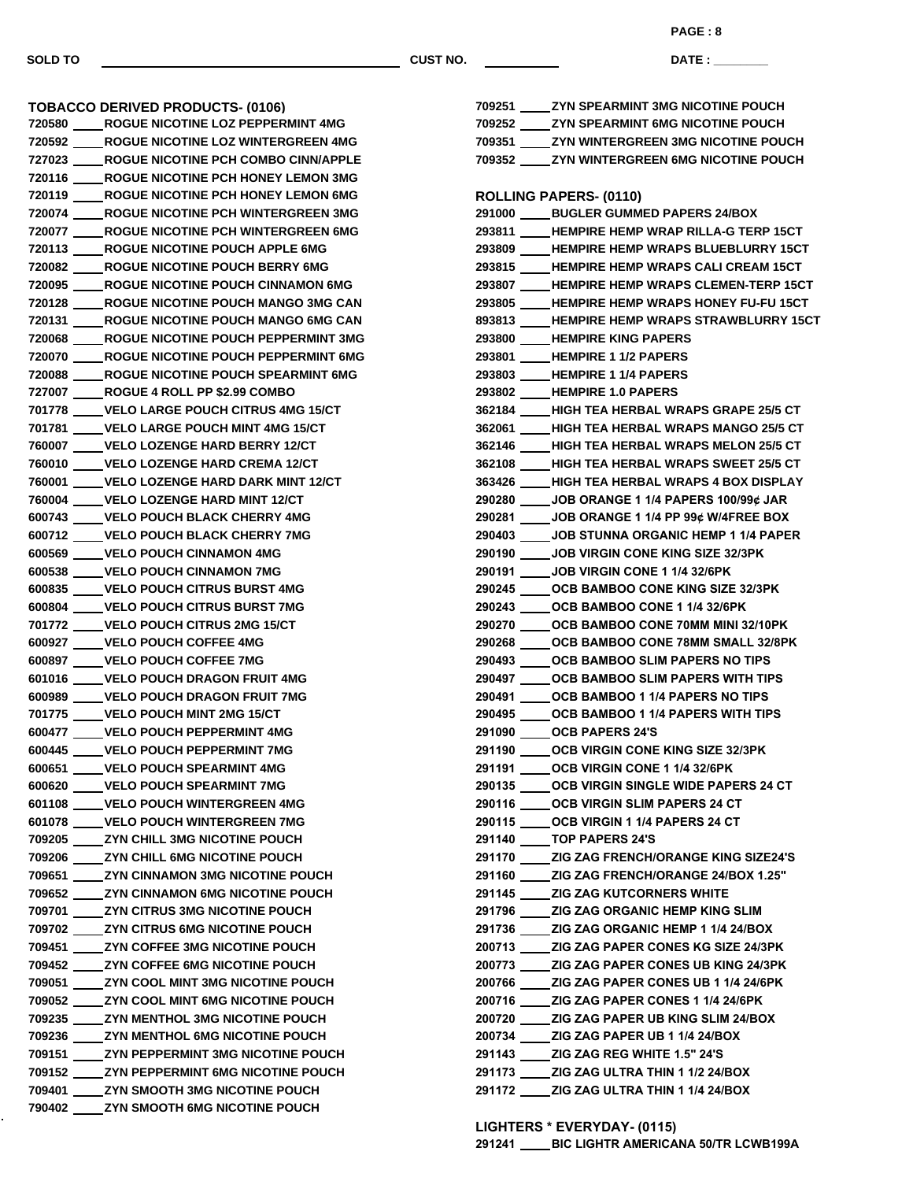SOLD TO ______________________ CUST NO. __________ DATE : ________

## TOBACCO DERIVED PRODUCTS- (0106)

720580 ____ ROGUE NICOTINE LOZ PEPPERMINT 4MG
720592 ____ ROGUE NICOTINE LOZ WINTERGREEN 4MG
727023 ____ ROGUE NICOTINE PCH COMBO CINN/APPLE
720116 ____ ROGUE NICOTINE PCH HONEY LEMON 3MG
720119 ____ ROGUE NICOTINE PCH HONEY LEMON 6MG
720074 ____ ROGUE NICOTINE PCH WINTERGREEN 3MG
720077 ____ ROGUE NICOTINE PCH WINTERGREEN 6MG
720113 ____ ROGUE NICOTINE POUCH APPLE 6MG
720082 ____ ROGUE NICOTINE POUCH BERRY 6MG
720095 ____ ROGUE NICOTINE POUCH CINNAMON 6MG
720128 ____ ROGUE NICOTINE POUCH MANGO 3MG CAN
720131 ____ ROGUE NICOTINE POUCH MANGO 6MG CAN
720068 ____ ROGUE NICOTINE POUCH PEPPERMINT 3MG
720070 ____ ROGUE NICOTINE POUCH PEPPERMINT 6MG
720088 ____ ROGUE NICOTINE POUCH SPEARMINT 6MG
727007 ____ ROGUE 4 ROLL PP $2.99 COMBO
701778 ____ VELO LARGE POUCH CITRUS 4MG 15/CT
701781 ____ VELO LARGE POUCH MINT 4MG 15/CT
760007 ____ VELO LOZENGE HARD BERRY 12/CT
760010 ____ VELO LOZENGE HARD CREMA 12/CT
760001 ____ VELO LOZENGE HARD DARK MINT 12/CT
760004 ____ VELO LOZENGE HARD MINT 12/CT
600743 ____ VELO POUCH BLACK CHERRY 4MG
600712 ____ VELO POUCH BLACK CHERRY 7MG
600569 ____ VELO POUCH CINNAMON 4MG
600538 ____ VELO POUCH CINNAMON 7MG
600835 ____ VELO POUCH CITRUS BURST 4MG
600804 ____ VELO POUCH CITRUS BURST 7MG
701772 ____ VELO POUCH CITRUS 2MG 15/CT
600927 ____ VELO POUCH COFFEE 4MG
600897 ____ VELO POUCH COFFEE 7MG
601016 ____ VELO POUCH DRAGON FRUIT 4MG
600989 ____ VELO POUCH DRAGON FRUIT 7MG
701775 ____ VELO POUCH MINT 2MG 15/CT
600477 ____ VELO POUCH PEPPERMINT 4MG
600445 ____ VELO POUCH PEPPERMINT 7MG
600651 ____ VELO POUCH SPEARMINT 4MG
600620 ____ VELO POUCH SPEARMINT 7MG
601108 ____ VELO POUCH WINTERGREEN 4MG
601078 ____ VELO POUCH WINTERGREEN 7MG
709205 ____ ZYN CHILL 3MG NICOTINE POUCH
709206 ____ ZYN CHILL 6MG NICOTINE POUCH
709651 ____ ZYN CINNAMON 3MG NICOTINE POUCH
709652 ____ ZYN CINNAMON 6MG NICOTINE POUCH
709701 ____ ZYN CITRUS 3MG NICOTINE POUCH
709702 ____ ZYN CITRUS 6MG NICOTINE POUCH
709451 ____ ZYN COFFEE 3MG NICOTINE POUCH
709452 ____ ZYN COFFEE 6MG NICOTINE POUCH
709051 ____ ZYN COOL MINT 3MG NICOTINE POUCH
709052 ____ ZYN COOL MINT 6MG NICOTINE POUCH
709235 ____ ZYN MENTHOL 3MG NICOTINE POUCH
709236 ____ ZYN MENTHOL 6MG NICOTINE POUCH
709151 ____ ZYN PEPPERMINT 3MG NICOTINE POUCH
709152 ____ ZYN PEPPERMINT 6MG NICOTINE POUCH
709401 ____ ZYN SMOOTH 3MG NICOTINE POUCH
790402 ____ ZYN SMOOTH 6MG NICOTINE POUCH
709251 ____ ZYN SPEARMINT 3MG NICOTINE POUCH
709252 ____ ZYN SPEARMINT 6MG NICOTINE POUCH
709351 ____ ZYN WINTERGREEN 3MG NICOTINE POUCH
709352 ____ ZYN WINTERGREEN 6MG NICOTINE POUCH

## ROLLING PAPERS- (0110)

291000 ____ BUGLER GUMMED PAPERS 24/BOX
293811 ____ HEMPIRE HEMP WRAP RILLA-G TERP 15CT
293809 ____ HEMPIRE HEMP WRAPS BLUEBLURRY 15CT
293815 ____ HEMPIRE HEMP WRAPS CALI CREAM 15CT
293807 ____ HEMPIRE HEMP WRAPS CLEMEN-TERP 15CT
293805 ____ HEMPIRE HEMP WRAPS HONEY FU-FU 15CT
893813 ____ HEMPIRE HEMP WRAPS STRAWBLURRY 15CT
293800 ____ HEMPIRE KING PAPERS
293801 ____ HEMPIRE 1 1/2 PAPERS
293803 ____ HEMPIRE 1 1/4 PAPERS
293802 ____ HEMPIRE 1.0 PAPERS
362184 ____ HIGH TEA HERBAL WRAPS GRAPE 25/5 CT
362061 ____ HIGH TEA HERBAL WRAPS MANGO 25/5 CT
362146 ____ HIGH TEA HERBAL WRAPS MELON 25/5 CT
362108 ____ HIGH TEA HERBAL WRAPS SWEET 25/5 CT
363426 ____ HIGH TEA HERBAL WRAPS 4 BOX DISPLAY
290280 ____ JOB ORANGE 1 1/4 PAPERS 100/99¢ JAR
290281 ____ JOB ORANGE 1 1/4 PP 99¢ W/4FREE BOX
290403 ____ JOB STUNNA ORGANIC HEMP 1 1/4 PAPER
290190 ____ JOB VIRGIN CONE KING SIZE 32/3PK
290191 ____ JOB VIRGIN CONE 1 1/4 32/6PK
290245 ____ OCB BAMBOO CONE KING SIZE 32/3PK
290243 ____ OCB BAMBOO CONE 1 1/4 32/6PK
290270 ____ OCB BAMBOO CONE 70MM MINI 32/10PK
290268 ____ OCB BAMBOO CONE 78MM SMALL 32/8PK
290493 ____ OCB BAMBOO SLIM PAPERS NO TIPS
290497 ____ OCB BAMBOO SLIM PAPERS WITH TIPS
290491 ____ OCB BAMBOO 1 1/4 PAPERS NO TIPS
290495 ____ OCB BAMBOO 1 1/4 PAPERS WITH TIPS
291090 ____ OCB PAPERS 24'S
291190 ____ OCB VIRGIN CONE KING SIZE 32/3PK
291191 ____ OCB VIRGIN CONE 1 1/4 32/6PK
290135 ____ OCB VIRGIN SINGLE WIDE PAPERS 24 CT
290116 ____ OCB VIRGIN SLIM PAPERS 24 CT
290115 ____ OCB VIRGIN 1 1/4 PAPERS 24 CT
291140 ____ TOP PAPERS 24'S
291170 ____ ZIG ZAG FRENCH/ORANGE KING SIZE24'S
291160 ____ ZIG ZAG FRENCH/ORANGE 24/BOX 1.25"
291145 ____ ZIG ZAG KUTCORNERS WHITE
291796 ____ ZIG ZAG ORGANIC HEMP KING SLIM
291736 ____ ZIG ZAG ORGANIC HEMP 1 1/4 24/BOX
200713 ____ ZIG ZAG PAPER CONES KG SIZE 24/3PK
200773 ____ ZIG ZAG PAPER CONES UB KING 24/3PK
200766 ____ ZIG ZAG PAPER CONES UB 1 1/4 24/6PK
200716 ____ ZIG ZAG PAPER CONES 1 1/4 24/6PK
200720 ____ ZIG ZAG PAPER UB KING SLIM 24/BOX
200734 ____ ZIG ZAG PAPER UB 1 1/4 24/BOX
291143 ____ ZIG ZAG REG WHITE 1.5" 24'S
291173 ____ ZIG ZAG ULTRA THIN 1 1/2 24/BOX
291172 ____ ZIG ZAG ULTRA THIN 1 1/4 24/BOX

## LIGHTERS * EVERYDAY- (0115)

291241 ____ BIC LIGHTR AMERICANA 50/TR LCWB199A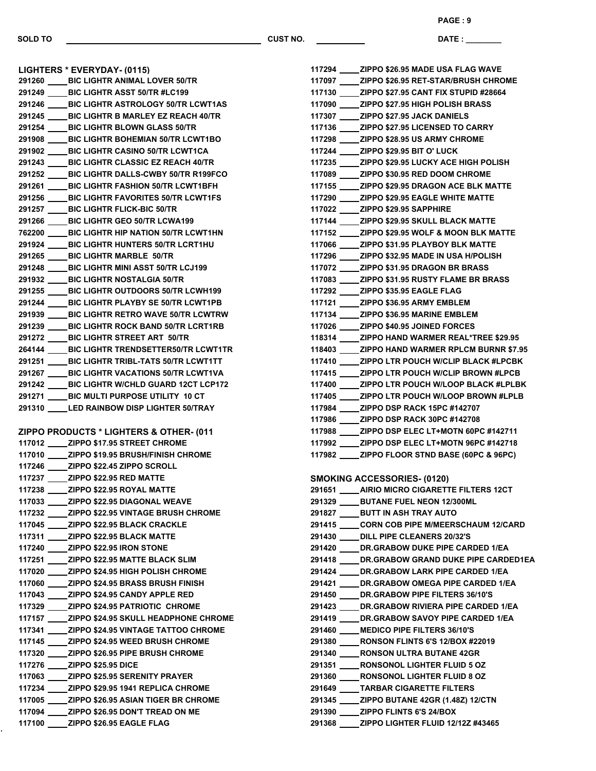SOLD TO ______________________ CUST NO. __________ DATE : ________

## LIGHTERS * EVERYDAY- (0115)

291260 ____ BIC LIGHTR ANIMAL LOVER 50/TR
291249 ____ BIC LIGHTR ASST 50/TR #LC199
291246 ____ BIC LIGHTR ASTROLOGY 50/TR LCWT1AS
291245 ____ BIC LIGHTR B MARLEY EZ REACH 40/TR
291254 ____ BIC LIGHTR BLOWN GLASS 50/TR
291908 ____ BIC LIGHTR BOHEMIAN 50/TR LCWT1BO
291902 ____ BIC LIGHTR CASINO 50/TR LCWT1CA
291243 ____ BIC LIGHTR CLASSIC EZ REACH 40/TR
291252 ____ BIC LIGHTR DALLS-CWBY 50/TR R199FCO
291261 ____ BIC LIGHTR FASHION 50/TR LCWT1BFH
291256 ____ BIC LIGHTR FAVORITES 50/TR LCWT1FS
291257 ____ BIC LIGHTR FLICK-BIC 50/TR
291266 ____ BIC LIGHTR GEO 50/TR LCWA199
762200 ____ BIC LIGHTR HIP NATION 50/TR LCWT1HN
291924 ____ BIC LIGHTR HUNTERS 50/TR LCRT1HU
291265 ____ BIC LIGHTR MARBLE 50/TR
291248 ____ BIC LIGHTR MINI ASST 50/TR LCJ199
291932 ____ BIC LIGHTR NOSTALGIA 50/TR
291255 ____ BIC LIGHTR OUTDOORS 50/TR LCWH199
291244 ____ BIC LIGHTR PLAYBY SE 50/TR LCWT1PB
291939 ____ BIC LIGHTR RETRO WAVE 50/TR LCWTRW
291239 ____ BIC LIGHTR ROCK BAND 50/TR LCRT1RB
291272 ____ BIC LIGHTR STREET ART 50/TR
264144 ____ BIC LIGHTR TRENDSETTER50/TR LCWT1TR
291251 ____ BIC LIGHTR TRIBL-TATS 50/TR LCWT1TT
291267 ____ BIC LIGHTR VACATIONS 50/TR LCWT1VA
291242 ____ BIC LIGHTR W/CHLD GUARD 12CT LCP172
291271 ____ BIC MULTI PURPOSE UTILITY 10 CT
291310 ____ LED RAINBOW DISP LIGHTER 50/TRAY

## ZIPPO PRODUCTS * LIGHTERS & OTHER- (011

117012 ____ ZIPPO $17.95 STREET CHROME
117010 ____ ZIPPO $19.95 BRUSH/FINISH CHROME
117246 ____ ZIPPO $22.45 ZIPPO SCROLL
117237 ____ ZIPPO $22.95 RED MATTE
117238 ____ ZIPPO $22.95 ROYAL MATTE
117033 ____ ZIPPO $22.95 DIAGONAL WEAVE
117232 ____ ZIPPO $22.95 VINTAGE BRUSH CHROME
117045 ____ ZIPPO $22.95 BLACK CRACKLE
117311 ____ ZIPPO $22.95 BLACK MATTE
117240 ____ ZIPPO $22.95 IRON STONE
117251 ____ ZIPPO $22.95 MATTE BLACK SLIM
117020 ____ ZIPPO $24.95 HIGH POLISH CHROME
117060 ____ ZIPPO $24.95 BRASS BRUSH FINISH
117043 ____ ZIPPO $24.95 CANDY APPLE RED
117329 ____ ZIPPO $24.95 PATRIOTIC CHROME
117157 ____ ZIPPO $24.95 SKULL HEADPHONE CHROME
117341 ____ ZIPPO $24.95 VINTAGE TATTOO CHROME
117145 ____ ZIPPO $24.95 WEED BRUSH CHROME
117320 ____ ZIPPO $26.95 PIPE BRUSH CHROME
117276 ____ ZIPPO $25.95 DICE
117063 ____ ZIPPO $25.95 SERENITY PRAYER
117234 ____ ZIPPO $29.95 1941 REPLICA CHROME
117005 ____ ZIPPO $26.95 ASIAN TIGER BR CHROME
117094 ____ ZIPPO $26.95 DON'T TREAD ON ME
117100 ____ ZIPPO $26.95 EAGLE FLAG
117294 ____ ZIPPO $26.95 MADE USA FLAG WAVE
117097 ____ ZIPPO $26.95 RET-STAR/BRUSH CHROME
117130 ____ ZIPPO $27.95 CANT FIX STUPID #28664
117090 ____ ZIPPO $27.95 HIGH POLISH BRASS
117307 ____ ZIPPO $27.95 JACK DANIELS
117136 ____ ZIPPO $27.95 LICENSED TO CARRY
117298 ____ ZIPPO $28.95 US ARMY CHROME
117244 ____ ZIPPO $29.95 BIT O' LUCK
117235 ____ ZIPPO $29.95 LUCKY ACE HIGH POLISH
117089 ____ ZIPPO $30.95 RED DOOM CHROME
117155 ____ ZIPPO $29.95 DRAGON ACE BLK MATTE
117290 ____ ZIPPO $29.95 EAGLE WHITE MATTE
117022 ____ ZIPPO $29.95 SAPPHIRE
117144 ____ ZIPPO $29.95 SKULL BLACK MATTE
117152 ____ ZIPPO $29.95 WOLF & MOON BLK MATTE
117066 ____ ZIPPO $31.95 PLAYBOY BLK MATTE
117296 ____ ZIPPO $32.95 MADE IN USA H/POLISH
117072 ____ ZIPPO $31.95 DRAGON BR BRASS
117083 ____ ZIPPO $31.95 RUSTY FLAME BR BRASS
117292 ____ ZIPPO $35.95 EAGLE FLAG
117121 ____ ZIPPO $36.95 ARMY EMBLEM
117134 ____ ZIPPO $36.95 MARINE EMBLEM
117026 ____ ZIPPO $40.95 JOINED FORCES
118314 ____ ZIPPO HAND WARMER REAL*TREE $29.95
118403 ____ ZIPPO HAND WARMER RPLCM BURNR $7.95
117410 ____ ZIPPO LTR POUCH W/CLIP BLACK #LPCBK
117415 ____ ZIPPO LTR POUCH W/CLIP BROWN #LPCB
117400 ____ ZIPPO LTR POUCH W/LOOP BLACK #LPLBK
117405 ____ ZIPPO LTR POUCH W/LOOP BROWN #LPLB
117984 ____ ZIPPO DSP RACK 15PC #142707
117986 ____ ZIPPO DSP RACK 30PC #142708
117988 ____ ZIPPO DSP ELEC LT+MOTN 60PC #142711
117992 ____ ZIPPO DSP ELEC LT+MOTN 96PC #142718
117982 ____ ZIPPO FLOOR STND BASE (60PC & 96PC)

## SMOKING ACCESSORIES- (0120)

291651 ____ AIRIO MICRO CIGARETTE FILTERS 12CT
291329 ____ BUTANE FUEL NEON 12/300ML
291827 ____ BUTT IN ASH TRAY AUTO
291415 ____ CORN COB PIPE M/MEERSCHAUM 12/CARD
291430 ____ DILL PIPE CLEANERS 20/32'S
291420 ____ DR.GRABOW DUKE PIPE CARDED 1/EA
291418 ____ DR.GRABOW GRAND DUKE PIPE CARDED1EA
291424 ____ DR.GRABOW LARK PIPE CARDED 1/EA
291421 ____ DR.GRABOW OMEGA PIPE CARDED 1/EA
291450 ____ DR.GRABOW PIPE FILTERS 36/10'S
291423 ____ DR.GRABOW RIVIERA PIPE CARDED 1/EA
291419 ____ DR.GRABOW SAVOY PIPE CARDED 1/EA
291460 ____ MEDICO PIPE FILTERS 36/10'S
291380 ____ RONSON FLINTS 6'S 12/BOX #22019
291340 ____ RONSON ULTRA BUTANE 42GR
291351 ____ RONSONOL LIGHTER FLUID 5 OZ
291360 ____ RONSONOL LIGHTER FLUID 8 OZ
291649 ____ TARBAR CIGARETTE FILTERS
291345 ____ ZIPPO BUTANE 42GR (1.48Z) 12/CTN
291390 ____ ZIPPO FLINTS 6'S 24/BOX
291368 ____ ZIPPO LIGHTER FLUID 12/12Z #43465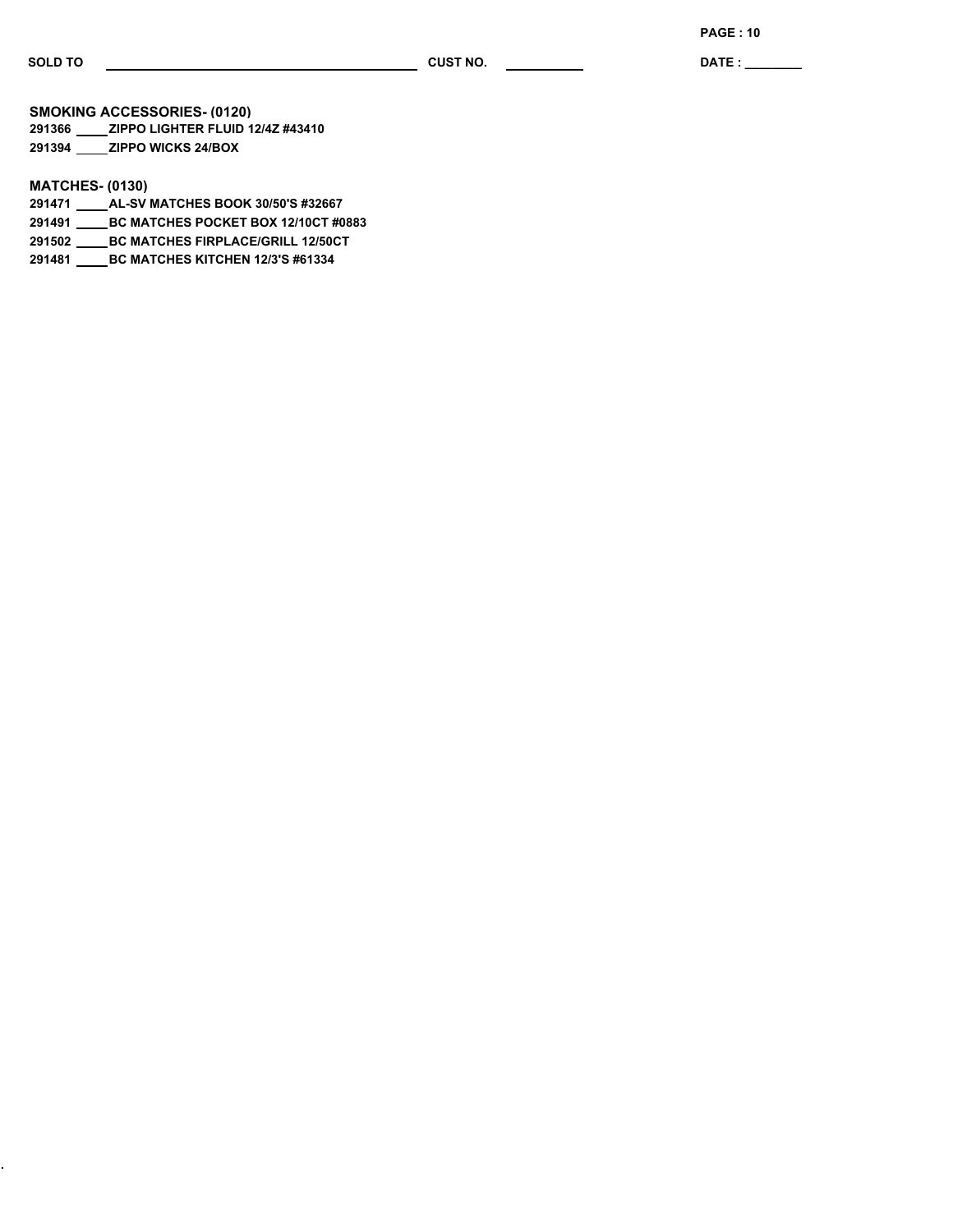SOLD TO ______________________ CUST NO. __________ DATE : ________

### SMOKING ACCESSORIES- (0120)

291366 ____ZIPPO LIGHTER FLUID 12/4Z #43410

291394 ____ZIPPO WICKS 24/BOX

### MATCHES- (0130)

291471 ____AL-SV MATCHES BOOK 30/50'S #32667

291491 ____BC MATCHES POCKET BOX 12/10CT #0883

291502 ____BC MATCHES FIRPLACE/GRILL 12/50CT

291481 ____BC MATCHES KITCHEN 12/3'S #61334